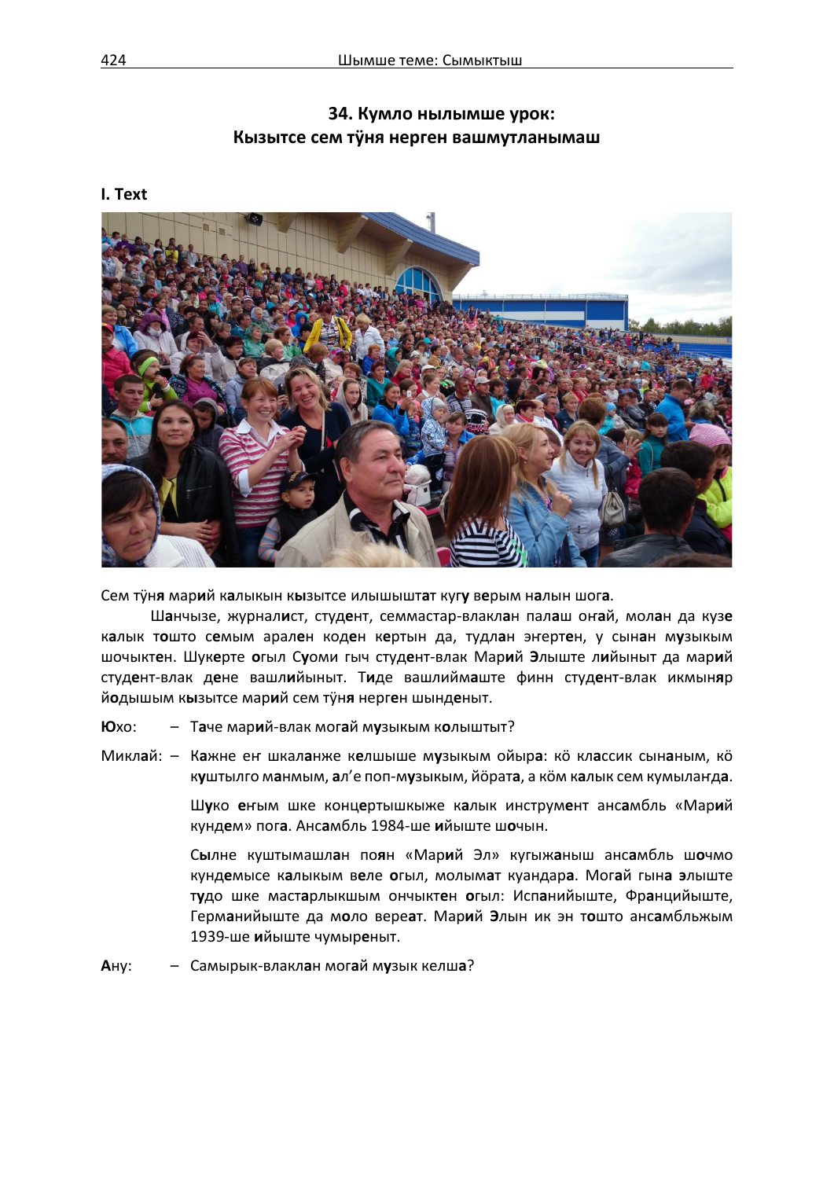## 34. Кумло нылымше урок: Кызытсе сем тӱня нерген вашмутланымаш

### I. Text

Сем тӱня марий калыкын кызытсе илышыштат кугу верым налын шога.

Шанчызе, журналист, студент, семмастар-влаклан палаш оҥай, молан да кузе калык тошто семым арален коден кертын да, тудлан эҥертен, у сынан музыкым шочыктен. Шукерте огыл Суоми гыч студент-влак Марий Элыште лийыныт да марий студент-влак дене вашлийыныт. Тиде вашлиймаште финн студент-влак икмыняр йодышым кызытсе марий сем тӱня нерген шынденыт.

**Юхо:** – Таче марий-влак могай музыкым колыштыт?

**Миклай:** – Кажне еҥ шкаланже келшыше музыкым ойыра: кӧ классик сынаным, кӧ куштылго манмым, ал'е поп-музыкым, йӧрата, а кӧм калык сем кумыланда.

Шуко еҥым шке концертышкыже калык инструмент ансамбль «Марий кундем» пога. Ансамбль 1984-ше ийыште шочын.

Сылне куштымашлан поян «Марий Эл» кугыжаныш ансамбль шочмо кундемысе калыкым веле огыл, молымат куандара. Могай гына элыште тудо шке мастарлыкшым ончыктен огыл: Испанийыште, Францийыште, Германийыште да моло вереат. Марий Элын ик эн тошто ансамбльжым 1939-ше ийыште чумырeныт.

**Ану:** – Самырык-влаклан могай музык келша?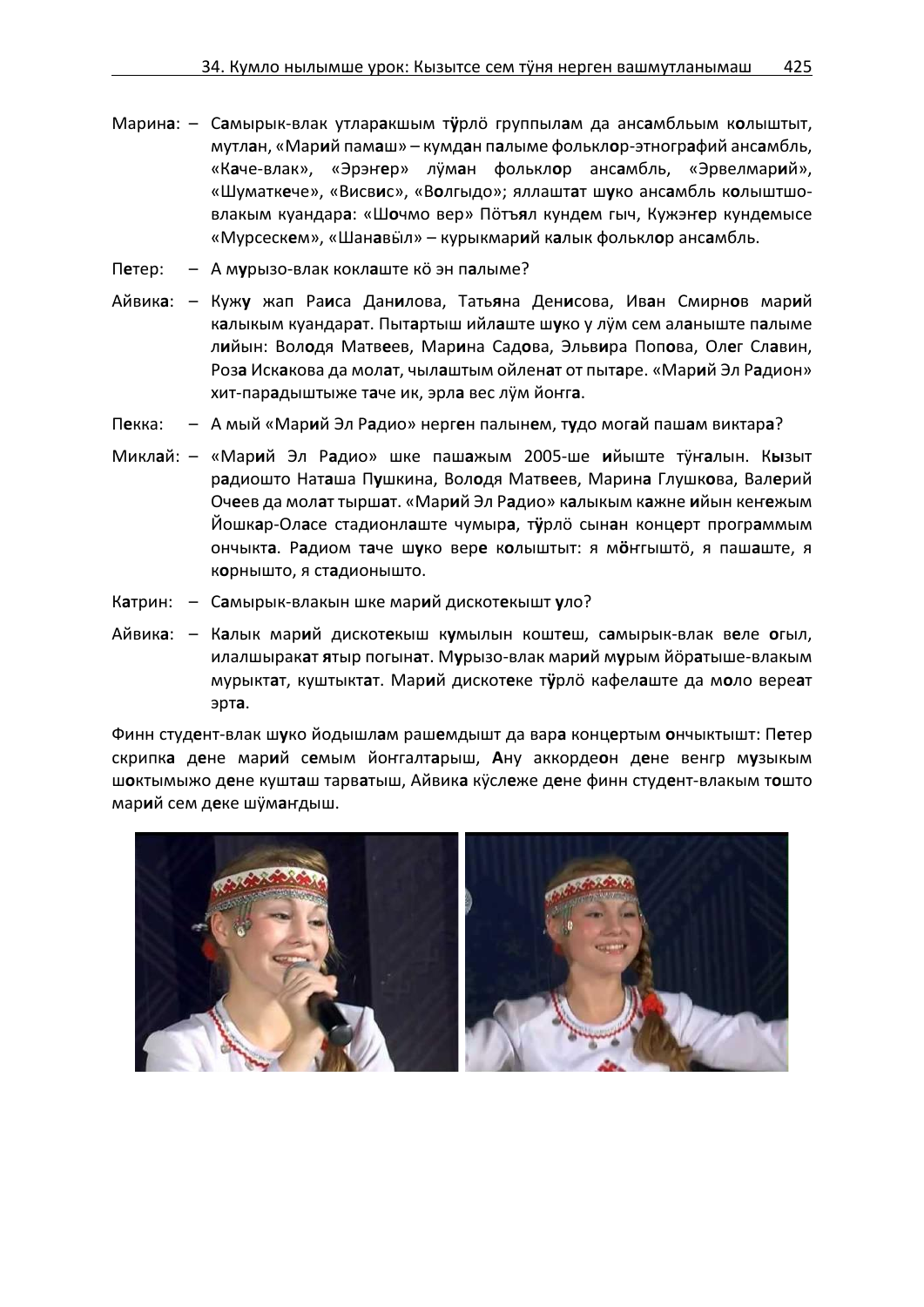Марин**а**: – С**а**мырык-влак утлар**а**кшым т**ӱ**рлö группыл**а**м да анс**а**мбльым к**о**лыштыт, мутл**а**н, «Мар**и**й пам**а**ш» – кумд**а**н п**а**лыме фолькл**о**р-этногр**а**фий анс**а**мбль, «К**а**че-влак», «Эрэҥ**е**р» лӱм**а**н фолькл**о**р анс**а**мбль, «Эрвелмар**и**й», «Шуматк**е**че», «Висв**и**с», «В**о**лгыдо»; яллашт**а**т ш**у**ко анс**а**мбль к**о**лыштшо-влакым куандар**а**: «Ш**о**чмо вер» Пöтъ**я**л кунд**е**м гыч, Кужэҥ**е**р кунд**е**мысе «Мурсеск**е**м», «Шан**а**вӹл» – курыкмар**и**й к**а**лык фолькл**о**р анс**а**мбль.

П**е**тер: – А м**у**рызо-влак коклаш**т**е кö эн п**а**лыме?

Айвик**а**: – Куж**у** жап Ра**и**са Дан**и**лова, Тать**я**на Ден**и**сова, Иван Смирн**о**в мар**и**й к**а**лыкым куандар**а**т. Пыт**а**ртыш ийл**а**ште ш**у**ко у лӱм сем ал**а**ныште п**а**лыме л**и**йын: Вол**о**дя Матв**е**ев, Мар**и**на Сад**о**ва, Эльв**и**ра Поп**о**ва, Ол**е**г Сл**а**вин, Роз**а** Иск**а**кова да мол**а**т, чыл**а**штым ойлен**а**т от пыт**а**ре. «Мар**и**й Эл Р**а**дион» хит-пар**а**дыштыже т**а**че ик, эрл**а** вес лӱм йонг**а**.

П**е**кка: – А мый «Мар**и**й Эл Р**а**дио» нерг**е**н палын**е**м, т**у**до мог**а**й паш**а**м виктар**а**?

Миклай: – «Мар**и**й Эл Р**а**дио» шке паш**а**жым 2005-ше **и**йыште тӱҥ**а**лын. К**ы**зыт р**а**диошто Нат**а**ша П**у**шкина, Вол**о**дя Матв**е**ев, Марин**а** Глушк**о**ва, Вал**е**рий Оч**е**ев да мол**а**т тырш**а**т. «Мар**и**й Эл Р**а**дио» к**а**лыкым к**а**жне **и**йын кеҥ**е**жым Йошк**а**р-Ол**а**се стадионл**а**ште чумыр**а**, т**ӱ**рлö сын**а**н концерт прогр**а**ммым ончыкт**а**. Р**а**диом т**а**че ш**у**ко вер**е** к**о**лыштыт: я м**ӧ**ҥгыштö, я паш**а**ште, я к**о**рнышто, я ст**а**дионышто.

К**а**трин: – С**а**мырык-влакын шке мар**и**й дискот**е**кышт **у**ло?

Айвик**а**: – К**а**лык мар**и**й дискот**е**кыш к**у**мылын кошт**е**ш, с**а**мырык-влак в**е**ле **о**гыл, илалшырак**а**т **я**тыр погын**а**т. М**у**рызо-влак мар**и**й м**у**рым йöр**а**тыше-влакым мурыкт**а**т, куштыкт**а**т. Мар**и**й дискот**е**ке т**ӱ**рлö кафел**а**ште да м**о**ло вере**а**т эрт**а**.

Финн студ**е**нт-влак ш**у**ко йодышл**а**м рашемдышт да вар**а** конц**е**ртым **о**нчыктышт: П**е**тер скрипк**а** д**е**не мар**и**й с**е**мым йоҥгалт**а**рыш, **А**ну аккордеон д**е**не венгр м**у**зыкым ш**о**ктымыжо д**е**не кушт**а**ш тарв**а**тыш, Айвик**а** кӱсл**е**же д**е**не финн студ**е**нт-влакым т**о**што мар**и**й сем д**е**ке шӱм**а**ҥдыш.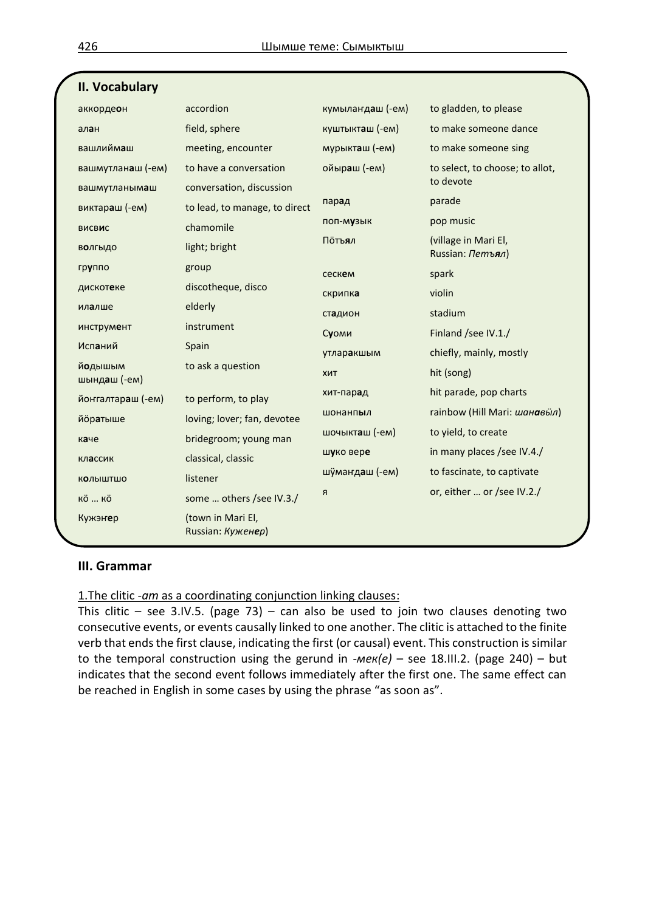## II. Vocabulary

| | | | |
|---|---|---|---|
| аккорде**о**н | accordion | кумыланҥд**а**ш (-ем) | to gladden, to please |
| ал**а**н | field, sphere | куштыкт**а**ш (-ем) | to make someone dance |
| вашлийм**а**ш | meeting, encounter | мурыкт**а**ш (-ем) | to make someone sing |
| вашмутлан**а**ш (-ем) | to have a conversation | ойыр**а**ш (-ем) | to select, to choose; to allot, to devote |
| вашмутланым**а**ш | conversation, discussion | пар**а**д | parade |
| виктар**а**ш (-ем) | to lead, to manage, to direct | поп-м**у**зык | pop music |
| висв**и**с | chamomile | Пӧтъ**я**л | (village in Mari El, Russian: *Петъ**я**л*) |
| в**о**лгыдо | light; bright | сеск**е**м | spark |
| гр**у**ппо | group | скрипк**а** | violin |
| дискот**е**ке | discotheque, disco | ст**а**дион | stadium |
| ил**а**лше | elderly | С**у**оми | Finland /see IV.1./ |
| инструм**е**нт | instrument | утлар**а**кшым | chiefly, mainly, mostly |
| Исп**а**ний | Spain | хит | hit (song) |
| й**о**дышым шынд**а**ш (-ем) | to ask a question | хит-пар**а**д | hit parade, pop charts |
| йоҥгалтар**а**ш (-ем) | to perform, to play | шонанп**ы**л | rainbow (Hill Mari: *шан**а**вӹл*) |
| йӧр**а**тыше | loving; lover; fan, devotee | шочыкт**а**ш (-ем) | to yield, to create |
| к**а**че | bridegroom; young man | ш**у**ко вер**е** | in many places /see IV.4./ |
| кл**а**ссик | classical, classic | шӱмаҥд**а**ш (-ем) | to fascinate, to captivate |
| к**о**лыштшо | listener | я | or, either … or /see IV.2./ |
| кӧ … кӧ | some … others /see IV.3./ | | |
| Кужэҥ**е**р | (town in Mari El, Russian: *Кужен**е**р*) | | |

## III. Grammar

1.The clitic *-ат* as a coordinating conjunction linking clauses:

This clitic – see 3.IV.5. (page 73) – can also be used to join two clauses denoting two consecutive events, or events causally linked to one another. The clitic is attached to the finite verb that ends the first clause, indicating the first (or causal) event. This construction is similar to the temporal construction using the gerund in *-мек(е)* – see 18.III.2. (page 240) – but indicates that the second event follows immediately after the first one. The same effect can be reached in English in some cases by using the phrase "as soon as".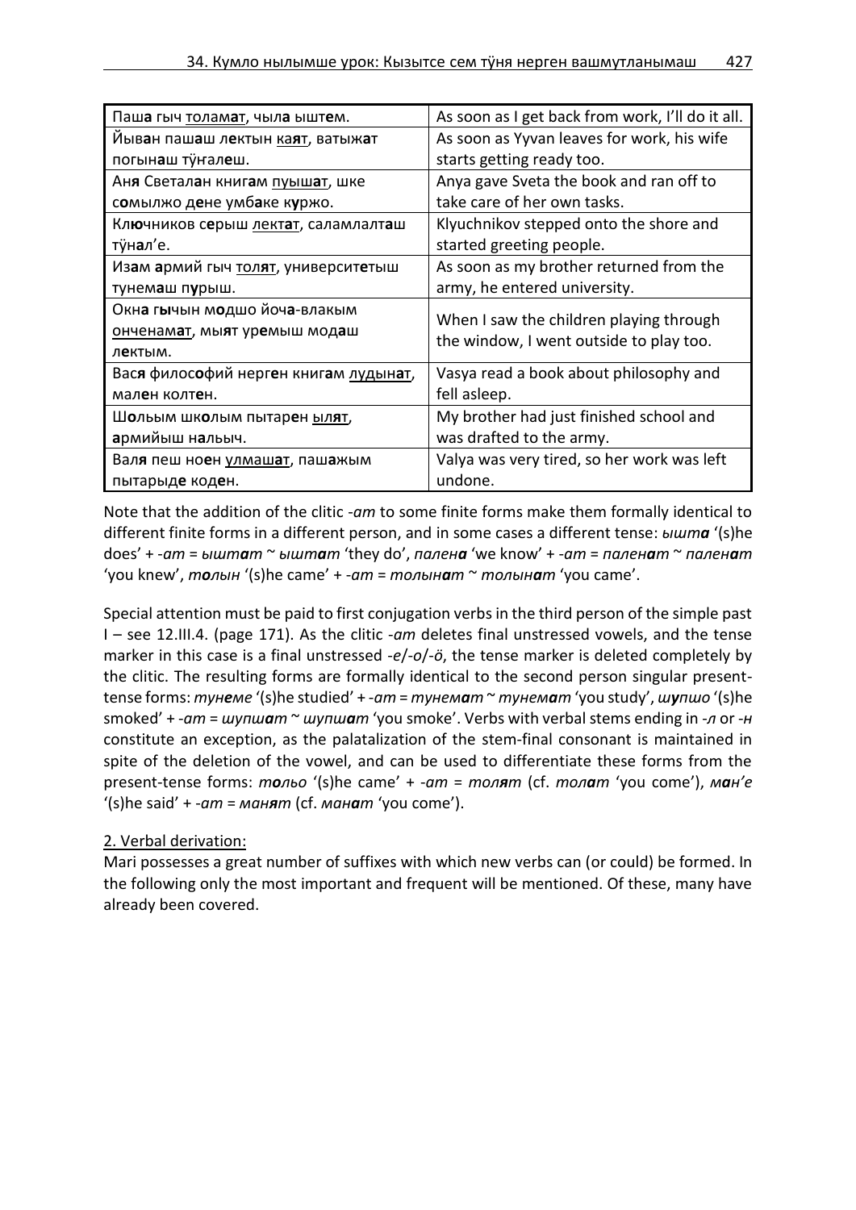| | |
|---|---|
| Паш**а** гыч <u>толам**а**т</u>, чыл**а** ышт**е**м. | As soon as I get back from work, I'll do it all. |
| Йыв**а**н паш**а**ш л**е**ктын <u>ка**я**т</u>, ватыж**а**т погын**а**ш тӱҥал**е**ш. | As soon as Yyvan leaves for work, his wife starts getting ready too. |
| Ан**я** Светал**а**н книг**а**м <u>пуыш**а**т</u>, шке с**о**мылжо д**е**не умб**а**ке к**у**ржо. | Anya gave Sveta the book and ran off to take care of her own tasks. |
| Кл**ю**чников с**е**рыш <u>лект**а**т</u>, саламлалт**а**ш тӱн**а**л'е. | Klyuchnikov stepped onto the shore and started greeting people. |
| Из**а**м **а**рмий гыч <u>тол**я**т</u>, университ**е**тыш тунем**а**ш п**у**рыш. | As soon as my brother returned from the army, he entered university. |
| Окн**а** г**ы**чын м**о**дшо йоч**а**-влакым <u>онченам**а**т</u>, мы**я**т ур**е**мыш мод**а**ш л**е**ктым. | When I saw the children playing through the window, I went outside to play too. |
| Вас**я** филос**о**фий нерг**е**н книг**а**м <u>лудын**а**т</u>, мал**е**н колт**е**н. | Vasya read a book about philosophy and fell asleep. |
| Ш**о**льым шк**о**лым пытар**е**н <u>ыл**я**т</u>, **а**рмийыш н**а**льыч. | My brother had just finished school and was drafted to the army. |
| Вал**я** пеш но**е**н <u>улмаш**а**т</u>, паш**а**жым пытарыд**е** код**е**н. | Valya was very tired, so her work was left undone. |

Note that the addition of the clitic *-ат* to some finite forms make them formally identical to different finite forms in a different person, and in some cases a different tense: *ышт**а*** '(s)he does' + *-ат* = *ышт**а**т* ~ *ышт**а**т* 'they do', *пален**а*** 'we know' + *-ат* = *пален**а**т* ~ *пален**а**т* 'you knew', *т**о**лын* '(s)he came' + *-ат* = *т**о**лын**а**т* ~ *толын**а**т* 'you came'.

Special attention must be paid to first conjugation verbs in the third person of the simple past I – see 12.III.4. (page 171). As the clitic *-ат* deletes final unstressed vowels, and the tense marker in this case is a final unstressed *-е*/*-о*/*-ӧ*, the tense marker is deleted completely by the clitic. The resulting forms are formally identical to the second person singular present-tense forms: *тун**е**ме* '(s)he studied' + *-ат* = *тунем**а**т* ~ *тунем**а**т* 'you study', *ш**у**пшо* '(s)he smoked' + *-ат* = *шупш**а**т* ~ *шупш**а**т* 'you smoke'. Verbs with verbal stems ending in *-л* or *-н* constitute an exception, as the palatalization of the stem-final consonant is maintained in spite of the deletion of the vowel, and can be used to differentiate these forms from the present-tense forms: *т**о**льо* '(s)he came' + *-ат* = *тол**я**т* (cf. *тол**а**т* 'you come'), *м**а**н'е* '(s)he said' + *-ат* = *ман**я**т* (cf. *ман**а**т* 'you come').

<u>2. Verbal derivation:</u>

Mari possesses a great number of suffixes with which new verbs can (or could) be formed. In the following only the most important and frequent will be mentioned. Of these, many have already been covered.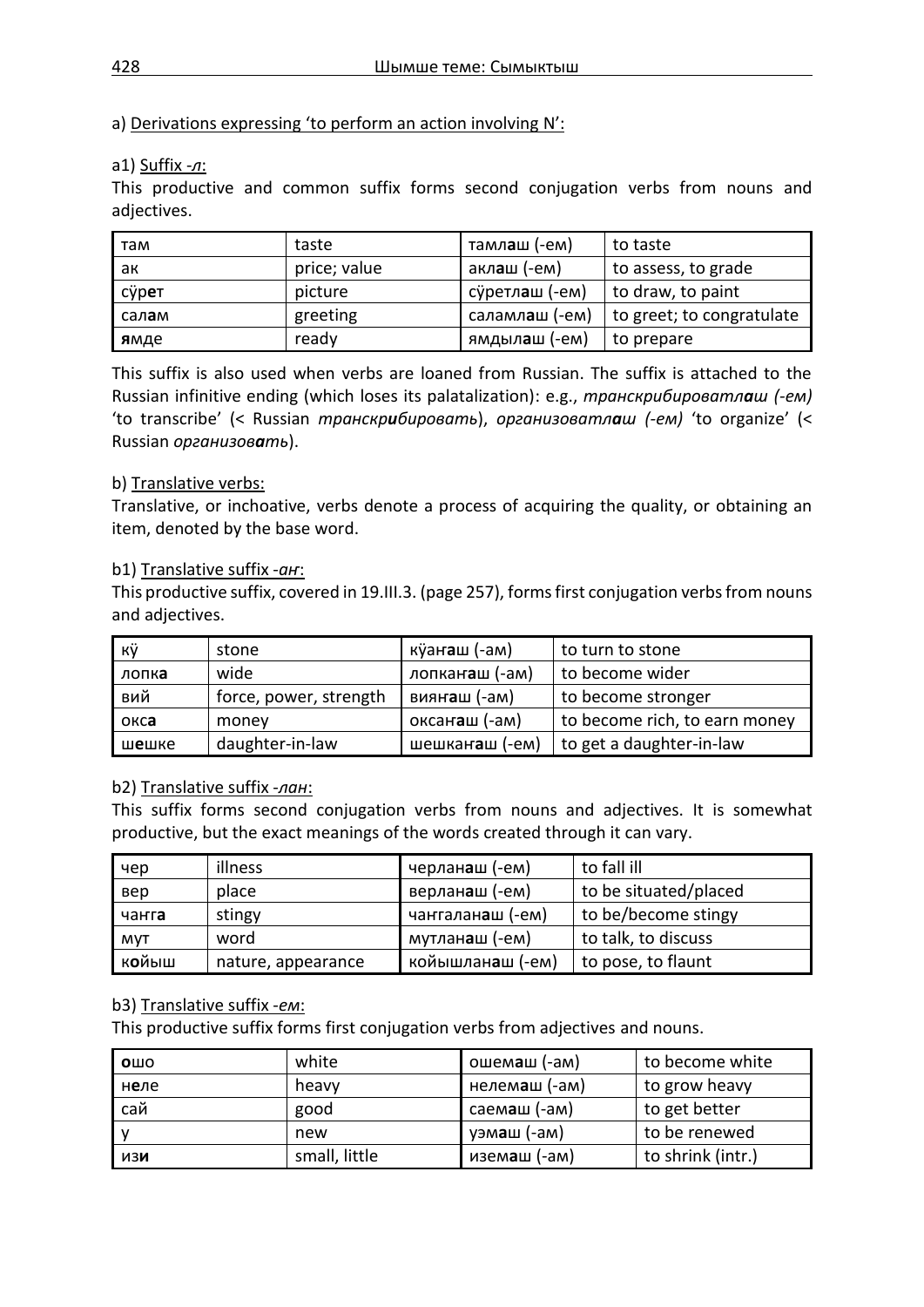a) Derivations expressing 'to perform an action involving N':

a1) Suffix *-л*:

This productive and common suffix forms second conjugation verbs from nouns and adjectives.

| | | | |
|---|---|---|---|
| там | taste | тамл**а**ш (-ем) | to taste |
| ак | price; value | акл**а**ш (-ем) | to assess, to grade |
| сӱр**е**т | picture | сӱретл**а**ш (-ем) | to draw, to paint |
| сал**а**м | greeting | саламл**а**ш (-ем) | to greet; to congratulate |
| **я**мде | ready | ямдыл**а**ш (-ем) | to prepare |

This suffix is also used when verbs are loaned from Russian. The suffix is attached to the Russian infinitive ending (which loses its palatalization): e.g., *транскрибироватл**а**ш (-ем)* 'to transcribe' (< Russian *транскр**и**бировать*), *организоватл**а**ш (-ем)* 'to organize' (< Russian *организов**а**ть*).

b) Translative verbs:

Translative, or inchoative, verbs denote a process of acquiring the quality, or obtaining an item, denoted by the base word.

b1) Translative suffix *-аҥ*:

This productive suffix, covered in 19.III.3. (page 257), forms first conjugation verbs from nouns and adjectives.

| | | | |
|---|---|---|---|
| кӱ | stone | кӱаҥ**а**ш (-ам) | to turn to stone |
| лопк**а** | wide | лопкаҥ**а**ш (-ам) | to become wider |
| вий | force, power, strength | вияҥ**а**ш (-ам) | to become stronger |
| окс**а** | money | оксаҥ**а**ш (-ам) | to become rich, to earn money |
| ш**е**шке | daughter-in-law | шешкаҥ**а**ш (-ем) | to get a daughter-in-law |

b2) Translative suffix *-лан*:

This suffix forms second conjugation verbs from nouns and adjectives. It is somewhat productive, but the exact meanings of the words created through it can vary.

| | | | |
|---|---|---|---|
| чер | illness | черлан**а**ш (-ем) | to fall ill |
| вер | place | верлан**а**ш (-ем) | to be situated/placed |
| чаҥг**а** | stingy | чаҥгалан**а**ш (-ем) | to be/become stingy |
| мут | word | мутлан**а**ш (-ем) | to talk, to discuss |
| к**о**йыш | nature, appearance | койышлан**а**ш (-ем) | to pose, to flaunt |

b3) Translative suffix *-ем*:

This productive suffix forms first conjugation verbs from adjectives and nouns.

| | | | |
|---|---|---|---|
| **о**шо | white | ошем**а**ш (-ам) | to become white |
| н**е**ле | heavy | нелем**а**ш (-ам) | to grow heavy |
| сай | good | саем**а**ш (-ам) | to get better |
| у | new | уэм**а**ш (-ам) | to be renewed |
| из**и** | small, little | изем**а**ш (-ам) | to shrink (intr.) |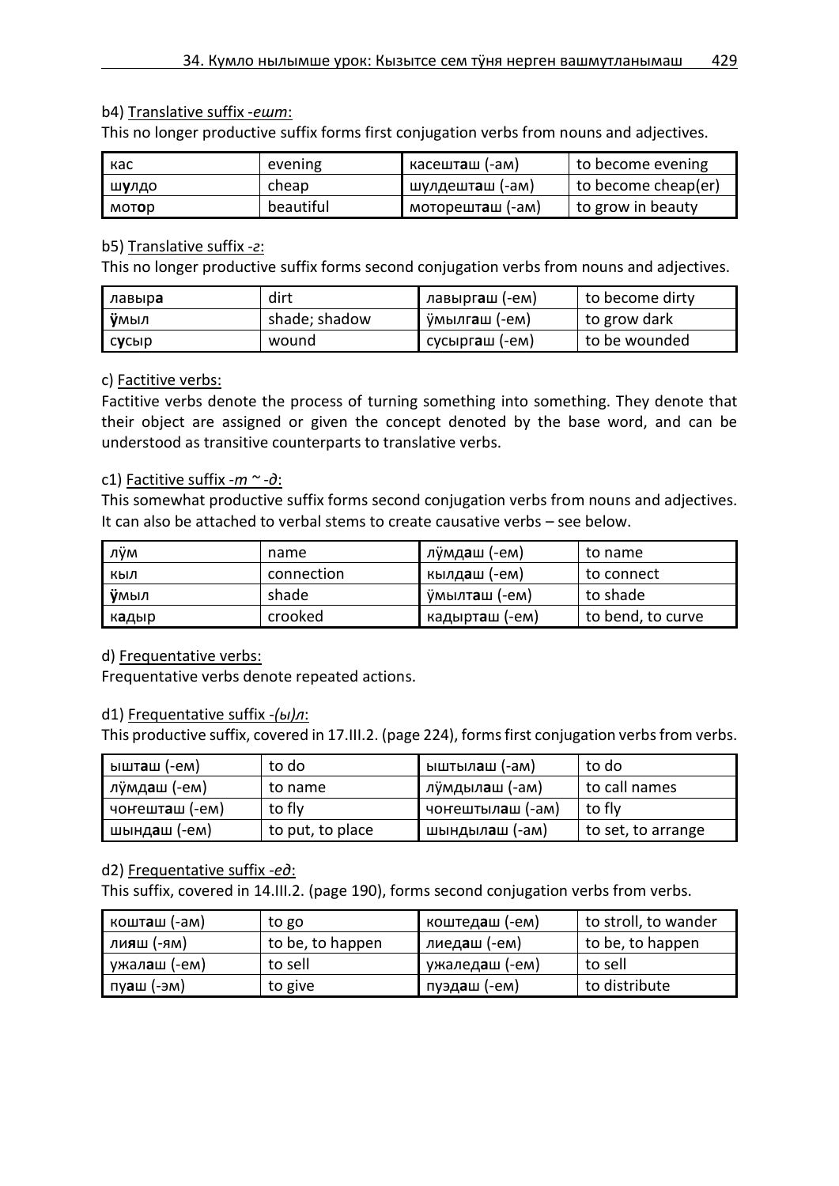b4) <u>Translative suffix *-ешт*</u>:

This no longer productive suffix forms first conjugation verbs from nouns and adjectives.

| | | | |
|---|---|---|---|
| кас | evening | касешт**а**ш (-ам) | to become evening |
| ш**у**лдо | cheap | шулдешт**а**ш (-ам) | to become cheap(er) |
| мот**о**р | beautiful | моторешт**а**ш (-ам) | to grow in beauty |

b5) <u>Translative suffix *-г*</u>:

This no longer productive suffix forms second conjugation verbs from nouns and adjectives.

| | | | |
|---|---|---|---|
| лавыр**а** | dirt | лавырг**а**ш (-ем) | to become dirty |
| **ӱ**мыл | shade; shadow | ӱмылг**а**ш (-ем) | to grow dark |
| с**у**сыр | wound | сусырг**а**ш (-ем) | to be wounded |

c) <u>Factitive verbs:</u>

Factitive verbs denote the process of turning something into something. They denote that their object are assigned or given the concept denoted by the base word, and can be understood as transitive counterparts to translative verbs.

c1) <u>Factitive suffix *-т ~ -д*</u>:

This somewhat productive suffix forms second conjugation verbs from nouns and adjectives. It can also be attached to verbal stems to create causative verbs – see below.

| | | | |
|---|---|---|---|
| лӱм | name | лӱмд**а**ш (-ем) | to name |
| кыл | connection | кылд**а**ш (-ем) | to connect |
| **ӱ**мыл | shade | ӱмылт**а**ш (-ем) | to shade |
| к**а**дыр | crooked | кадырт**а**ш (-ем) | to bend, to curve |

d) <u>Frequentative verbs:</u>

Frequentative verbs denote repeated actions.

d1) <u>Frequentative suffix *-(ы)л*</u>:

This productive suffix, covered in 17.III.2. (page 224), forms first conjugation verbs from verbs.

| | | | |
|---|---|---|---|
| ышт**а**ш (-ем) | to do | ыштыл**а**ш (-ам) | to do |
| лӱмд**а**ш (-ем) | to name | лӱмдыл**а**ш (-ам) | to call names |
| чоҥешт**а**ш (-ем) | to fly | чоҥештыл**а**ш (-ам) | to fly |
| шынд**а**ш (-ем) | to put, to place | шындыл**а**ш (-ам) | to set, to arrange |

d2) <u>Frequentative suffix *-ед*</u>:

This suffix, covered in 14.III.2. (page 190), forms second conjugation verbs from verbs.

| | | | |
|---|---|---|---|
| кошт**а**ш (-ам) | to go | кошted**а**ш (-ем) | to stroll, to wander |
| ли**я**ш (-ям) | to be, to happen | лиед**а**ш (-ем) | to be, to happen |
| ужал**а**ш (-ем) | to sell | ужалед**а**ш (-ем) | to sell |
| пу**а**ш (-эм) | to give | пуэд**а**ш (-ем) | to distribute |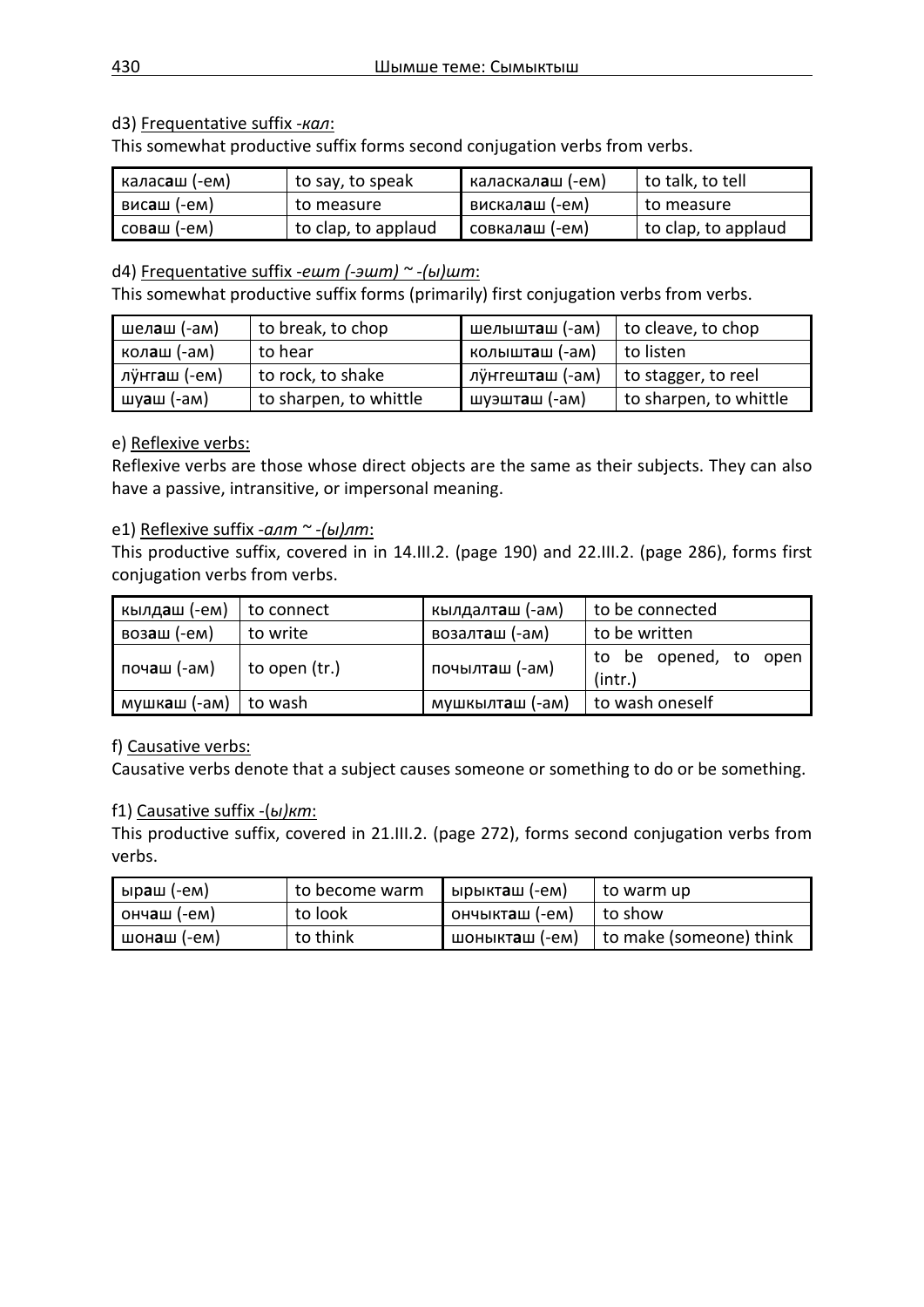d3) Frequentative suffix *-кал*:

This somewhat productive suffix forms second conjugation verbs from verbs.

| | | | |
|---|---|---|---|
| кала**с**аш (-ем) | to say, to speak | каласкал**а**ш (-ем) | to talk, to tell |
| вис**а**ш (-ем) | to measure | вискал**а**ш (-ем) | to measure |
| сов**а**ш (-ем) | to clap, to applaud | совкал**а**ш (-ем) | to clap, to applaud |

d4) Frequentative suffix *-ешт (-эшт) ~ -(ы)шт*:

This somewhat productive suffix forms (primarily) first conjugation verbs from verbs.

| | | | |
|---|---|---|---|
| шел**а**ш (-ам) | to break, to chop | шелышт**а**ш (-ам) | to cleave, to chop |
| кол**а**ш (-ам) | to hear | колышт**а**ш (-ам) | to listen |
| лӱнг**а**ш (-ем) | to rock, to shake | лӱнгешт**а**ш (-ам) | to stagger, to reel |
| шу**а**ш (-ам) | to sharpen, to whittle | шуэшт**а**ш (-ам) | to sharpen, to whittle |

e) Reflexive verbs:

Reflexive verbs are those whose direct objects are the same as their subjects. They can also have a passive, intransitive, or impersonal meaning.

e1) Reflexive suffix *-алт ~ -(ы)лт*:

This productive suffix, covered in in 14.III.2. (page 190) and 22.III.2. (page 286), forms first conjugation verbs from verbs.

| | | | |
|---|---|---|---|
| кылд**а**ш (-ем) | to connect | кылдалт**а**ш (-ам) | to be connected |
| воз**а**ш (-ем) | to write | возалт**а**ш (-ам) | to be written |
| поч**а**ш (-ам) | to open (tr.) | почылт**а**ш (-ам) | to be opened, to open (intr.) |
| мушк**а**ш (-ам) | to wash | мушкылт**а**ш (-ам) | to wash oneself |

f) Causative verbs:

Causative verbs denote that a subject causes someone or something to do or be something.

f1) Causative suffix -(*ы)кт*:

This productive suffix, covered in 21.III.2. (page 272), forms second conjugation verbs from verbs.

| | | | |
|---|---|---|---|
| ыр**а**ш (-ем) | to become warm | ырыкт**а**ш (-ем) | to warm up |
| онч**а**ш (-ем) | to look | ончыкт**а**ш (-ем) | to show |
| шон**а**ш (-ем) | to think | шоныкт**а**ш (-ем) | to make (someone) think |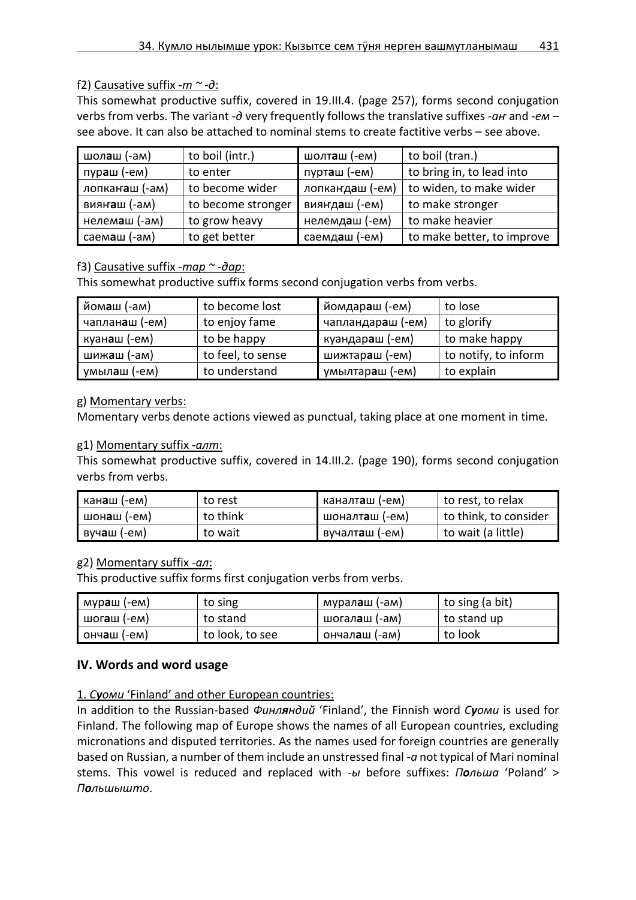f2) Causative suffix *-т ~ -д*:

This somewhat productive suffix, covered in 19.III.4. (page 257), forms second conjugation verbs from verbs. The variant *-д* very frequently follows the translative suffixes *-аҥ* and *-ем* – see above. It can also be attached to nominal stems to create factitive verbs – see above.

| | | | |
|---|---|---|---|
| шол**а**ш (-ам) | to boil (intr.) | шолт**а**ш (-ем) | to boil (tran.) |
| пур**а**ш (-ем) | to enter | пурт**а**ш (-ем) | to bring in, to lead into |
| лопкаҥ**а**ш (-ам) | to become wider | лопкаҥд**а**ш (-ем) | to widen, to make wider |
| вияҥ**а**ш (-ам) | to become stronger | вияҥд**а**ш (-ем) | to make stronger |
| нелем**а**ш (-ам) | to grow heavy | нелемд**а**ш (-ем) | to make heavier |
| саем**а**ш (-ам) | to get better | саемд**а**ш (-ем) | to make better, to improve |

f3) Causative suffix *-тар ~ -дар*:

This somewhat productive suffix forms second conjugation verbs from verbs.

| | | | |
|---|---|---|---|
| йом**а**ш (-ам) | to become lost | йомдар**а**ш (-ем) | to lose |
| чапланаш (-ем) | to enjoy fame | чапландар**а**ш (-ем) | to glorify |
| куан**а**ш (-ем) | to be happy | куандар**а**ш (-ем) | to make happy |
| шиж**а**ш (-ам) | to feel, to sense | шижтар**а**ш (-ем) | to notify, to inform |
| умылаш (-ем) | to understand | умылтар**а**ш (-ем) | to explain |

g) Momentary verbs:

Momentary verbs denote actions viewed as punctual, taking place at one moment in time.

g1) Momentary suffix *-алт*:

This somewhat productive suffix, covered in 14.III.2. (page 190), forms second conjugation verbs from verbs.

| | | | |
|---|---|---|---|
| кан**а**ш (-ем) | to rest | каналт**а**ш (-ем) | to rest, to relax |
| шон**а**ш (-ем) | to think | шоналт**а**ш (-ем) | to think, to consider |
| вуч**а**ш (-ем) | to wait | вучалт**а**ш (-ем) | to wait (a little) |

g2) Momentary suffix *-ал*:

This productive suffix forms first conjugation verbs from verbs.

| | | | |
|---|---|---|---|
| мур**а**ш (-ем) | to sing | мурал**а**ш (-ам) | to sing (a bit) |
| шог**а**ш (-ем) | to stand | шогал**а**ш (-ам) | to stand up |
| онч**а**ш (-ем) | to look, to see | ончал**а**ш (-ам) | to look |

## IV. Words and word usage

1. *С**у**оми* 'Finland' and other European countries:

In addition to the Russian-based *Финл**я**ндий* 'Finland', the Finnish word *С**у**оми* is used for Finland. The following map of Europe shows the names of all European countries, excluding micronations and disputed territories. As the names used for foreign countries are generally based on Russian, a number of them include an unstressed final *-а* not typical of Mari nominal stems. This vowel is reduced and replaced with *-ы* before suffixes: *П**о**льша* 'Poland' > *П**о**льшышто*.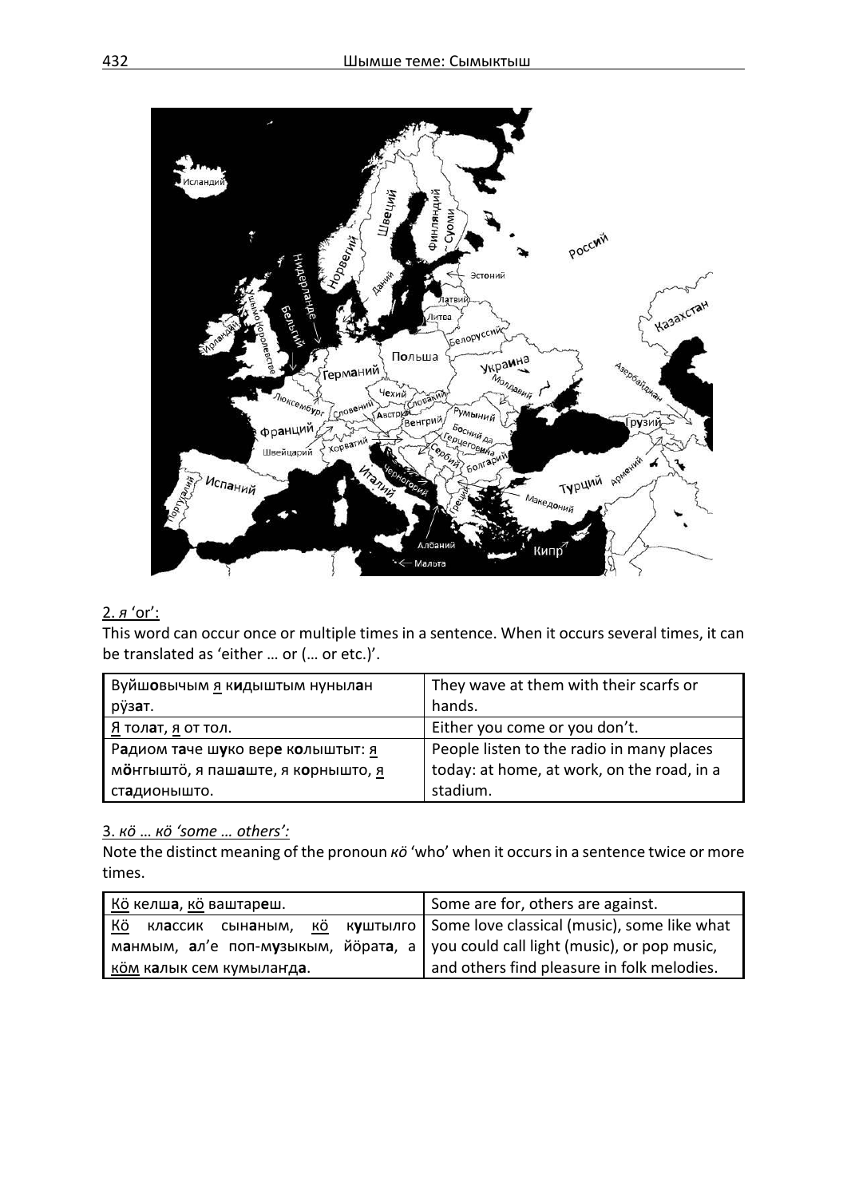Исландий
Швеций
Финляндий
Суоми
Норвегий
Российй
Нидерланде
Эстоний
Ушымо Королевство
Даний
Латвий
Ирландий
Бельгий
Литва
Казахстан
Белоруссий
Польша
Германий
Украина
Молдавий
Азербайджан
Люксембург
Чехий
Словакий
Австрий
Словений
Венгрий
Румыний
Грузий
Францый
Хорватий
Босний да Герцеговина
Швейцарий
Сербий
Болгарий
Черногорий
Италий
Испаний
Португалий
Турций
Армений
Греций
Македоний
Албаний
Кипр
Мальта

2. *я* 'or':

This word can occur once or multiple times in a sentence. When it occurs several times, it can be translated as 'either … or (… or etc.)'.

| | |
|---|---|
| Вуйш**о**вычым я к**и**дыштым нуныл**а**н рӱз**а**т. | They wave at them with their scarfs or hands. |
| Я тол**а**т, я от тол. | Either you come or you don't. |
| Р**а**диом т**а**че ш**у**ко вер**е** к**о**лыштыт: я м**ӧ**нгыштӧ, я паш**а**ште, я к**о**рнышто, я ст**а**дионышто. | People listen to the radio in many places today: at home, at work, on the road, in a stadium. |

3. *кӧ … кӧ 'some … others':*

Note the distinct meaning of the pronoun *кӧ* 'who' when it occurs in a sentence twice or more times.

| | |
|---|---|
| Кӧ келш**а**, кӧ ваштар**е**ш. | Some are for, others are against. |
| Кӧ кл**а**ссик сын**а**ным, кӧ к**у**штылго м**а**нмым, **а**л'е поп-м**у**зыкым, йӧрат**а**, а кӧм к**а**лык сем кумыланг**а**. | Some love classical (music), some like what you could call light (music), or pop music, and others find pleasure in folk melodies. |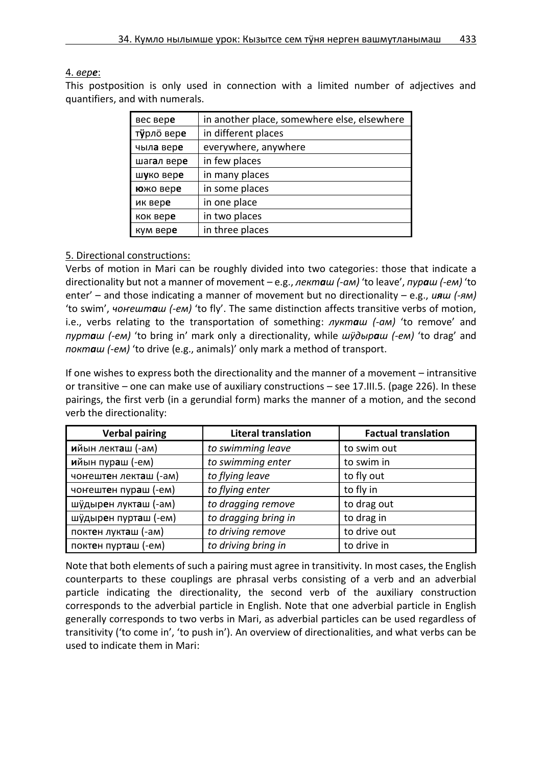4. *вер**е***:

This postposition is only used in connection with a limited number of adjectives and quantifiers, and with numerals.

| | |
|---|---|
| вес вер**е** | in another place, somewhere else, elsewhere |
| т**ӱ**рлӧ вер**е** | in different places |
| чыл**а** вер**е** | everywhere, anywhere |
| шаг**а**л вер**е** | in few places |
| ш**у**ко вер**е** | in many places |
| **ю**жо вер**е** | in some places |
| ик вер**е** | in one place |
| кок вер**е** | in two places |
| кум вер**е** | in three places |

5. Directional constructions:

Verbs of motion in Mari can be roughly divided into two categories: those that indicate a directionality but not a manner of movement – e.g., *лект**а**ш (-ам)* 'to leave', *пур**а**ш (-ем)* 'to enter' – and those indicating a manner of movement but no directionality – e.g., *и**я**ш (-ям)* 'to swim', *чоҥешт**а**ш (-ем)* 'to fly'. The same distinction affects transitive verbs of motion, i.e., verbs relating to the transportation of something: *лукт**а**ш (-ам)* 'to remove' and *пурт**а**ш (-ем)* 'to bring in' mark only a directionality, while *шӱдыр**а**ш (-ем)* 'to drag' and *покт**а**ш (-ем)* 'to drive (e.g., animals)' only mark a method of transport.

If one wishes to express both the directionality and the manner of a movement – intransitive or transitive – one can make use of auxiliary constructions – see 17.III.5. (page 226). In these pairings, the first verb (in a gerundial form) marks the manner of a motion, and the second verb the directionality:

| Verbal pairing | Literal translation | Factual translation |
|---|---|---|
| **и**йын лект**а**ш (-ам) | *to swimming leave* | to swim out |
| **и**йын пур**а**ш (-ем) | *to swimming enter* | to swim in |
| чоҥешт**е**н лект**а**ш (-ам) | *to flying leave* | to fly out |
| чоҥешт**е**н пур**а**ш (-ем) | *to flying enter* | to fly in |
| шӱдыр**е**н лукт**а**ш (-ам) | *to dragging remove* | to drag out |
| шӱдыр**е**н пурт**а**ш (-ем) | *to dragging bring in* | to drag in |
| покт**е**н лукт**а**ш (-ам) | *to driving remove* | to drive out |
| покт**е**н пурт**а**ш (-ем) | *to driving bring in* | to drive in |

Note that both elements of such a pairing must agree in transitivity. In most cases, the English counterparts to these couplings are phrasal verbs consisting of a verb and an adverbial particle indicating the directionality, the second verb of the auxiliary construction corresponds to the adverbial particle in English. Note that one adverbial particle in English generally corresponds to two verbs in Mari, as adverbial particles can be used regardless of transitivity ('to come in', 'to push in'). An overview of directionalities, and what verbs can be used to indicate them in Mari: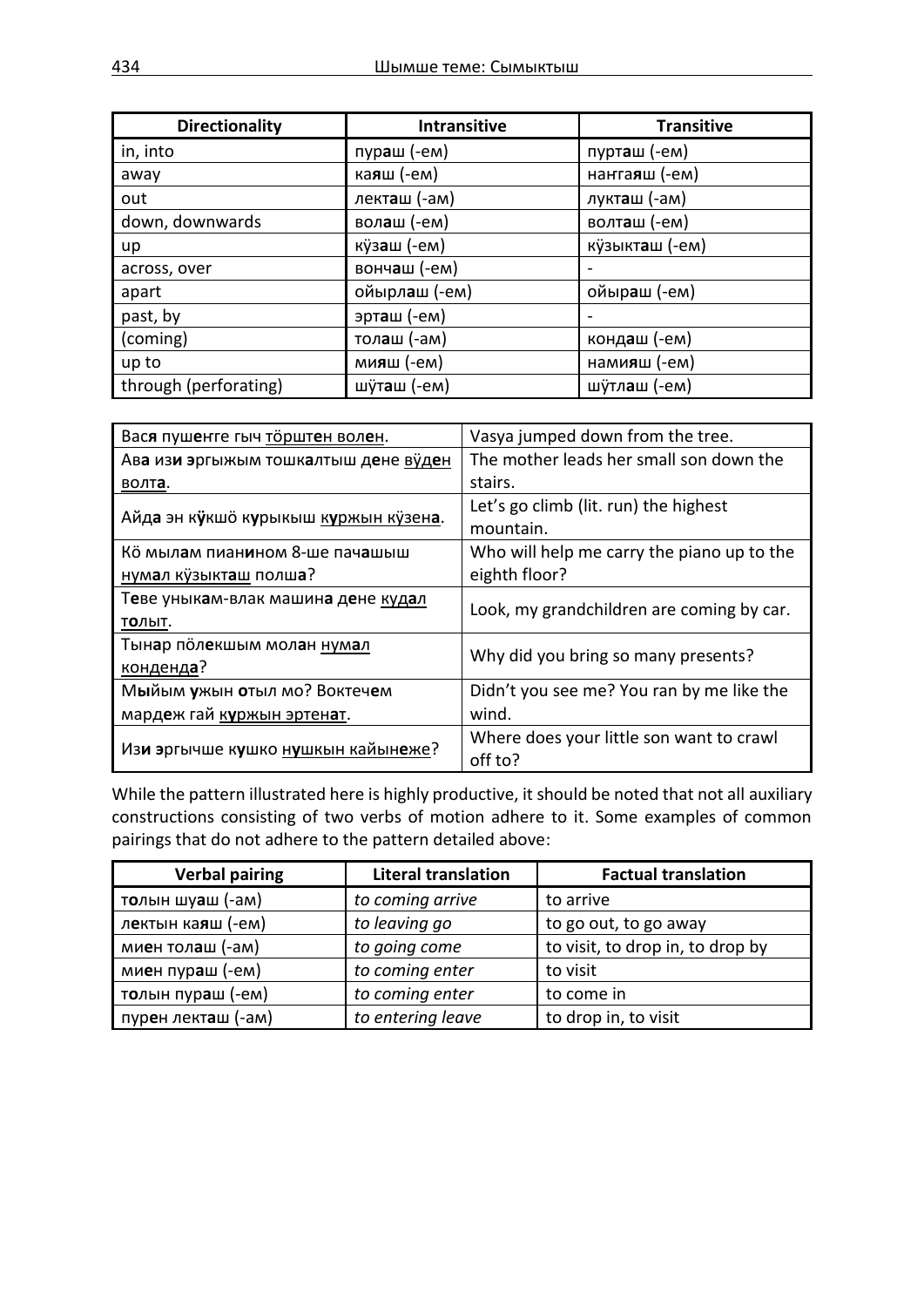| Directionality | Intransitive | Transitive |
|---|---|---|
| in, into | пур**а**ш (-ем) | пурт**а**ш (-ем) |
| away | ка**я**ш (-ем) | наҥга**я**ш (-ем) |
| out | лект**а**ш (-ам) | лукт**а**ш (-ам) |
| down, downwards | вол**а**ш (-ем) | волт**а**ш (-ем) |
| up | кӱз**а**ш (-ем) | кӱзыкт**а**ш (-ем) |
| across, over | вонч**а**ш (-ем) | - |
| apart | ойырл**а**ш (-ем) | ойыр**а**ш (-ем) |
| past, by | эрт**а**ш (-ем) | - |
| (coming) | тол**а**ш (-ам) | конд**а**ш (-ем) |
| up to | ми**я**ш (-ем) | нами**я**ш (-ем) |
| through (perforating) | шӱт**а**ш (-ем) | шӱтл**а**ш (-ем) |

| | |
|---|---|
| Вас**я** пуш**е**ҥге гыч <u>тӧршт**е**н вол**е**н</u>. | Vasya jumped down from the tree. |
| Ав**а** из**и** **э**ргыжым тошк**а**лтыш д**е**не <u>вӱд**е**н волт**а**</u>. | The mother leads her small son down the stairs. |
| Айд**а** эн к**ӱ**кшӧ к**у**рыкыш <u>к**у**ржын кӱзен**а**</u>. | Let's go climb (lit. run) the highest mountain. |
| Кӧ мыл**а**м пиан**и**ном 8-ше пач**а**шыш <u>нум**а**л кӱзыкт**а**ш</u> полш**а**? | Who will help me carry the piano up to the eighth floor? |
| Т**е**ве уныкам-влак машин**а** д**е**не <u>куд**а**л т**о**лыт</u>. | Look, my grandchildren are coming by car. |
| Тын**а**р пӧл**е**кшым мол**а**н <u>нум**а**л конденд**а**</u>? | Why did you bring so many presents? |
| М**ы**йым **у**жын **о**тыл мо? Воктеч**е**м мард**е**ж гай <u>к**у**ржын эртен**а**т</u>. | Didn't you see me? You ran by me like the wind. |
| Из**и** **э**ргычше к**у**шко <u>н**у**шкын кайын**е**же</u>? | Where does your little son want to crawl off to? |

While the pattern illustrated here is highly productive, it should be noted that not all auxiliary constructions consisting of two verbs of motion adhere to it. Some examples of common pairings that do not adhere to the pattern detailed above:

| Verbal pairing | Literal translation | Factual translation |
|---|---|---|
| т**о**лын шу**а**ш (-ам) | *to coming arrive* | to arrive |
| л**е**ктын ка**я**ш (-ем) | *to leaving go* | to go out, to go away |
| ми**е**н тол**а**ш (-ам) | *to going come* | to visit, to drop in, to drop by |
| ми**е**н пур**а**ш (-ем) | *to coming enter* | to visit |
| т**о**лын пур**а**ш (-ем) | *to coming enter* | to come in |
| пур**е**н лект**а**ш (-ам) | *to entering leave* | to drop in, to visit |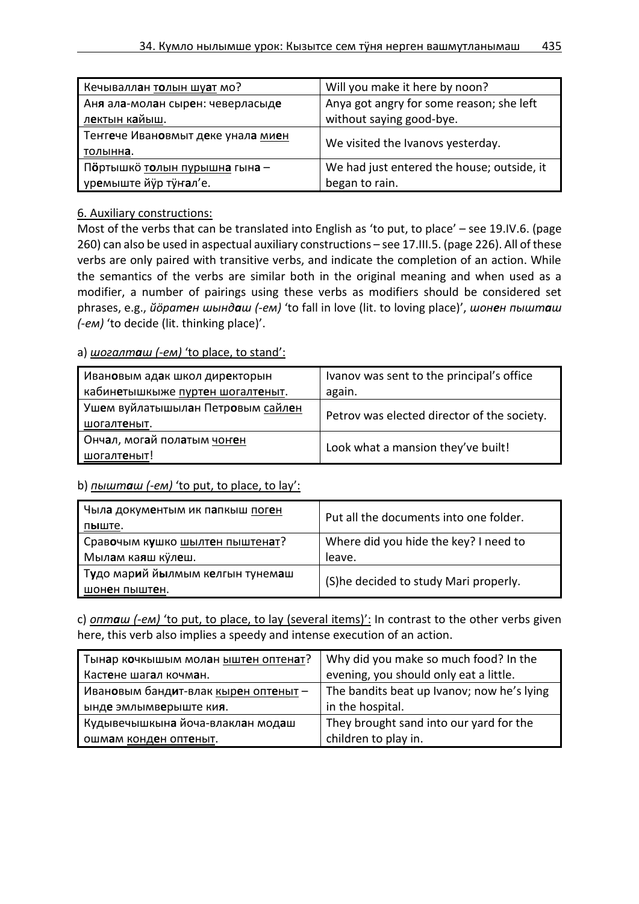| | |
|---|---|
| Кечывалл**а**н т**о**лын шу**а**т мо? | Will you make it here by noon? |
| Ан**я** ал**а**-мол**а**н сыр**е**н: чеверласыд**е** л**е**ктын к**а**йыш. | Anya got angry for some reason; she left without saying good-bye. |
| Теҥ**ге**че Иван**о**вмыт д**е**ке унал**а** ми**е**н толынн**а**. | We visited the Ivanovs yesterday. |
| П**ӧ**ртышкӧ т**о**лын пурышн**а** гын**а** – ур**е**мыште йӱр тӱҥ**а**л'е. | We had just entered the house; outside, it began to rain. |

6. Auxiliary constructions:

Most of the verbs that can be translated into English as 'to put, to place' – see 19.IV.6. (page 260) can also be used in aspectual auxiliary constructions – see 17.III.5. (page 226). All of these verbs are only paired with transitive verbs, and indicate the completion of an action. While the semantics of the verbs are similar both in the original meaning and when used as a modifier, a number of pairings using these verbs as modifiers should be considered set phrases, e.g., *йӧрат**е**н шынд**а**ш (-ем)* 'to fall in love (lit. to loving place)', *шон**е**н пышт**а**ш (-ем)* 'to decide (lit. thinking place)'.

a) *шогалт**а**ш (-ем)* 'to place, to stand':

| | |
|---|---|
| Иван**о**вым ад**а**к школ дир**е**кторын кабин**е**тышкыже пурт**е**н шогалт**е**ныт. | Ivanov was sent to the principal's office again. |
| Уш**е**м вуйлатышыл**а**н Петр**о**вым сайл**е**н шогалт**е**ныт. | Petrov was elected director of the society. |
| Онч**а**л, мог**а**й пол**а**тым чоҥ**е**н шогалт**е**ныт! | Look what a mansion they've built! |

b) *пышт**а**ш (-ем)* 'to put, to place, to lay':

| | |
|---|---|
| Чыл**а** докум**е**нтым ик п**а**пкыш пог**е**н п**ы**штe. | Put all the documents into one folder. |
| Срав**о**чым к**у**шко шылт**е**н пыштен**а**т? Мыл**а**м ка**я**ш кӱл**е**ш. | Where did you hide the key? I need to leave. |
| Т**у**до мар**и**й й**ы**лмым к**е**лгын тунем**а**ш шон**е**н пышт**е**н. | (S)he decided to study Mari properly. |

c) *опт**а**ш (-ем)* 'to put, to place, to lay (several items)': In contrast to the other verbs given here, this verb also implies a speedy and intense execution of an action.

| | |
|---|---|
| Тын**а**р к**о**чкышым мол**а**н ышт**е**н оптен**а**т? Каст**е**не шаг**а**л кочм**а**н. | Why did you make so much food? In the evening, you should only eat a little. |
| Иван**о**вым банд**и**т-влак кыр**е**н опт**е**ныт – ынд**е** эмлымв**е**рыште ки**я**. | The bandits beat up Ivanov; now he's lying in the hospital. |
| Кудывечышкын**а** йоча-влакл**а**н мод**а**ш ошм**а**м конд**е**н опт**е**ныт. | They brought sand into our yard for the children to play in. |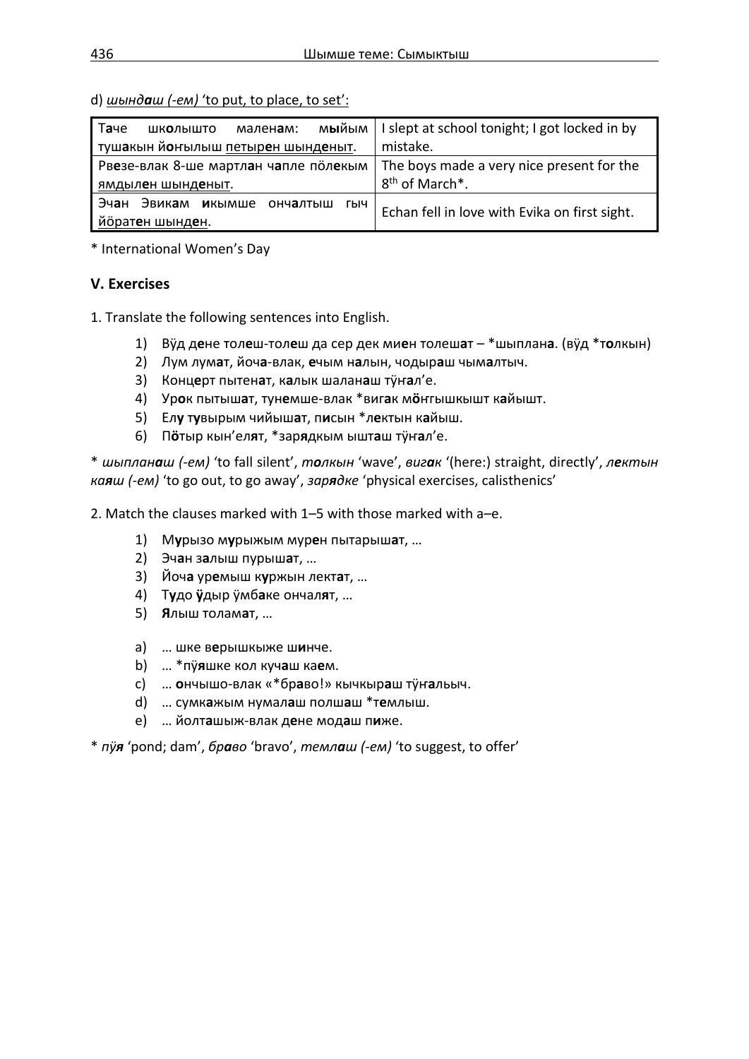d) *шындаш (-ем)* 'to put, to place, to set':

| | |
|---|---|
| Таче школышто маленам: мыйым тушакын йоҥылыш петырен шынденыт. | I slept at school tonight; I got locked in by mistake. |
| Рвезе-влак 8-ше мартлан чапле пӧлекым ямдылен шынденыт. | The boys made a very nice present for the 8th of March*. |
| Эчан Эвикам икымше ончалтыш гыч йӧратен шынден. | Echan fell in love with Evika on first sight. |

\* International Women's Day

### V. Exercises

1. Translate the following sentences into English.

1) Вӱд дене толеш-толеш да сер дек миен толешат – *шыплана. (вӱд *толкын)
2) Лум луммат, йоча-влак, ечым налын, чодыраш чымалтыч.
3) Концерт пытенат, калык шаланаш тӱҥал'е.
4) Урок пытышат, тунемше-влак *вигак мӧҥгышкышт кайышт.
5) Елу тувырым чийышат, писын *лектын кайыш.
6) Пӧтыр кын'елят, *зарядкым ышташ тӱҥал'е.

\* *шыпланаш (-ем)* 'to fall silent', *толкын* 'wave', *вигак* '(here:) straight, directly', *лектын каяш (-ем)* 'to go out, to go away', *зарядке* 'physical exercises, calisthenics'

2. Match the clauses marked with 1–5 with those marked with a–e.

1) Мурызо мурыжым мурен пытарышат, …
2) Эчан залыш пурышат, …
3) Йоча уремыш куржын лектат, …
4) Тудо ӱдыр ӱмбаке ончалят, …
5) Ялыш толамат, …

a) … шке верышкыже шинче.
b) … *пӱяшке кол кучаш каем.
c) … ончышо-влак «*браво!» кычкыраш тӱҥальыч.
d) … сумкажым нумалаш полшаш *темлыш.
e) … йолташыж-влак дене модаш пиже.

\* *пӱя* 'pond; dam', *браво* 'bravo', *темлаш (-ем)* 'to suggest, to offer'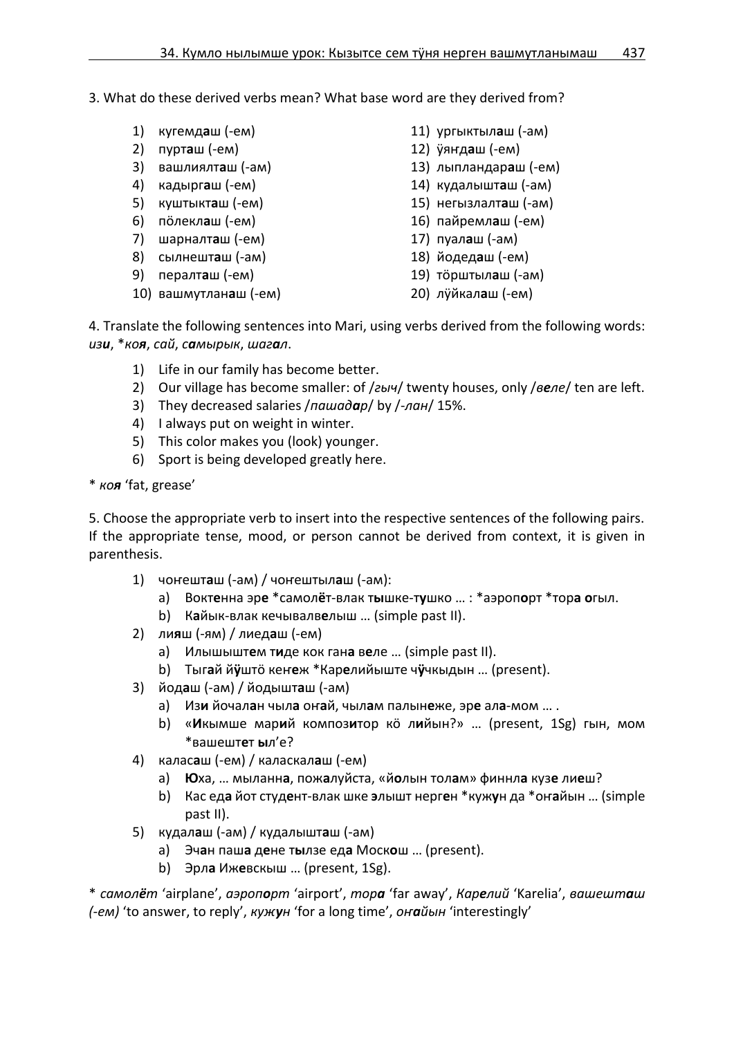3. What do these derived verbs mean? What base word are they derived from?

1) кугемд**а**ш (-ем)
2) пурт**а**ш (-ем)
3) вашлиялт**а**ш (-ам)
4) кадырг**а**ш (-ем)
5) куштыкт**а**ш (-ем)
6) пӧлекл**а**ш (-ем)
7) шарналт**а**ш (-ем)
8) сылнешт**а**ш (-ам)
9) пералт**а**ш (-ем)
10) вашмутлан**а**ш (-ем)
11) ургыктыл**а**ш (-ам)
12) ӱяҥд**а**ш (-ем)
13) лыпландар**а**ш (-ем)
14) кудалышт**а**ш (-ам)
15) негызлалт**а**ш (-ам)
16) пайремл**а**ш (-ем)
17) пуал**а**ш (-ам)
18) йодед**а**ш (-ем)
19) тӧрштыл**а**ш (-ам)
20) лӱйкал**а**ш (-ем)

4. Translate the following sentences into Mari, using verbs derived from the following words: *изи*, **коя*, *сай*, *самырык*, *шагал*.

1) Life in our family has become better.
2) Our village has become smaller: of /*гыч*/ twenty houses, only /*веле*/ ten are left.
3) They decreased salaries /*пашадар*/ by /*-лан*/ 15%.
4) I always put on weight in winter.
5) This color makes you (look) younger.
6) Sport is being developed greatly here.

\* *коя* 'fat, grease'

5. Choose the appropriate verb to insert into the respective sentences of the following pairs. If the appropriate tense, mood, or person cannot be derived from context, it is given in parenthesis.

1) чоҥешт**а**ш (-ам) / чоҥештыл**а**ш (-ам):
   a) Вокт**е**нна эр**е** *самол**ё**т-влак т**ы**шке-т**у**шко … : *аэроп**о**рт *тор**а** **о**гыл.
   b) К**а**йык-влак кечывалв**е**лыш … (simple past II).
2) ли**я**ш (-ям) / лиед**а**ш (-ем)
   a) Илышышт**е**м т**и**де кок ган**а** в**е**ле … (simple past II).
   b) Тыг**а**й й**ӱ**штӧ кеҥ**е**ж *Кар**е**лийыште ч**ӱ**чкыдын … (present).
3) йод**а**ш (-ам) / йодышт**а**ш (-ам)
   a) Из**и** йочал**а**н чыл**а** оҥ**а**й, чыл**а**м палын**е**же, эр**е** ал**а**-мом … .
   b) «**И**кымше мар**и**й композ**и**тор кӧ л**и**йын?» … (present, 1Sg) гын, мом *вашешт**е**т **ы**л'е?
4) каласаш (-ем) / каласкал**а**ш (-ем)
   a) **Ю**ха, … мыланн**а**, пож**а**луйста, «й**о**лын тол**а**м» финнл**а** куз**е** ли**е**ш?
   b) Кас ед**а** йот студ**е**нт-влак шке **э**лышт нерг**е**н *кuж**у**н да *оҥ**а**йын … (simple past II).
5) кудал**а**ш (-ам) / кудалышт**а**ш (-ам)
   a) Эч**а**н паш**а** д**е**не т**ы**лзе ед**а** Моск**о**ш … (present).
   b) Эрл**а** Иж**е**вскыш … (present, 1Sg).

\* *самолёт* 'airplane', *аэроп**о**рт* 'airport', *тор**а*** 'far away', *Кар**е**лий* 'Karelia', *вашешт**а**ш (-ем)* 'to answer, to reply', *кuж**у**н* 'for a long time', *оҥ**а**йын* 'interestingly'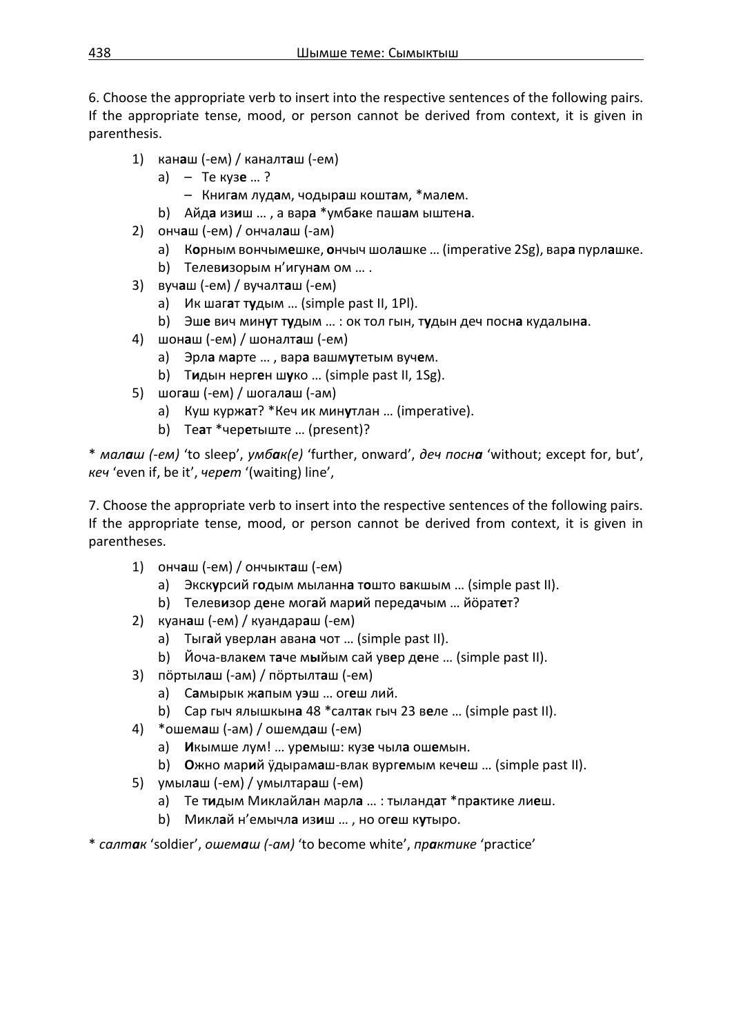6. Choose the appropriate verb to insert into the respective sentences of the following pairs. If the appropriate tense, mood, or person cannot be derived from context, it is given in parenthesis.

1) кан**а**ш (-ем) / каналт**а**ш (-ем)
   a) – Те куз**е** … ?
      – Книг**а**м луд**а**м, чодыр**а**ш кошт**а**м, *мал**е**м.
   b) Айд**а** из**и**ш … , а вар**а** *умб**а**ке паш**а**м ыштен**а**.
2) онч**а**ш (-ем) / ончал**а**ш (-ам)
   a) К**о**рным вончым**е**шке, **о**нчыч шол**а**шке … (imperative 2Sg), вар**а** пурл**а**шке.
   b) Телев**и**зорым н'игун**а**м ом … .
3) вуч**а**ш (-ем) / вучалт**а**ш (-ем)
   a) Ик шаг**а**т т**у**дым … (simple past II, 1Pl).
   b) Эш**е** вич мин**у**т т**у**дым … : ок тол гын, т**у**дын деч посн**а** кудалын**а**.
4) шон**а**ш (-ем) / шоналт**а**ш (-ем)
   a) Эрл**а** м**а**рте … , вар**а** вашм**у**тетым вуч**е**м.
   b) Т**и**дын нерг**е**н ш**у**ко … (simple past II, 1Sg).
5) шог**а**ш (-ем) / шогал**а**ш (-ам)
   a) Куш курж**а**т? *Кеч ик мин**у**тлан … (imperative).
   b) Те**а**т *чер**е**тыште … (present)?

* *мал**а**ш (-ем)* 'to sleep', *умб**а**к(е)* 'further, onward', *деч посн**а*** 'without; except for, but', *кеч* 'even if, be it', *чер**е**т* '(waiting) line',

7. Choose the appropriate verb to insert into the respective sentences of the following pairs. If the appropriate tense, mood, or person cannot be derived from context, it is given in parentheses.

1) онч**а**ш (-ем) / ончыкт**а**ш (-ем)
   a) Экск**у**рсий г**о**дым мыланн**а** т**о**што в**а**кшым … (simple past II).
   b) Телев**и**зор д**е**не мог**а**й мар**и**й перед**а**чым … йӧрат**е**т?
2) куан**а**ш (-ем) / куандар**а**ш (-ем)
   a) Тыг**а**й уверл**а**н аван**а** чот … (simple past II).
   b) Йоча-влак**е**м т**а**че м**ы**йым сай ув**е**р д**е**не … (simple past II).
3) пӧртыл**а**ш (-ам) / пӧртылт**а**ш (-ем)
   a) С**а**мырык ж**а**пым у**э**ш … ог**е**ш лий.
   b) Сар гыч ялышкын**а** 48 *салт**а**к гыч 23 в**е**ле … (simple past II).
4) *ошем**а**ш (-ам) / ошемд**а**ш (-ем)
   a) **И**кымше лум! … ур**е**мыш: куз**е** чыл**а** ош**е**мын.
   b) **О**жно мар**и**й ӱдырам**а**ш-влак вург**е**мым кеч**е**ш … (simple past II).
5) умыл**а**ш (-ем) / умылтар**а**ш (-ем)
   a) Те т**и**дым Миклайл**а**н марл**а** … : тыланд**а**т *пр**а**ктике ли**е**ш.
   b) Микл**а**й н'емычл**а** из**и**ш … , но ог**е**ш к**у**тыро.

* *салт**а**к* 'soldier', *ошем**а**ш (-ам)* 'to become white', *пр**а**ктике* 'practice'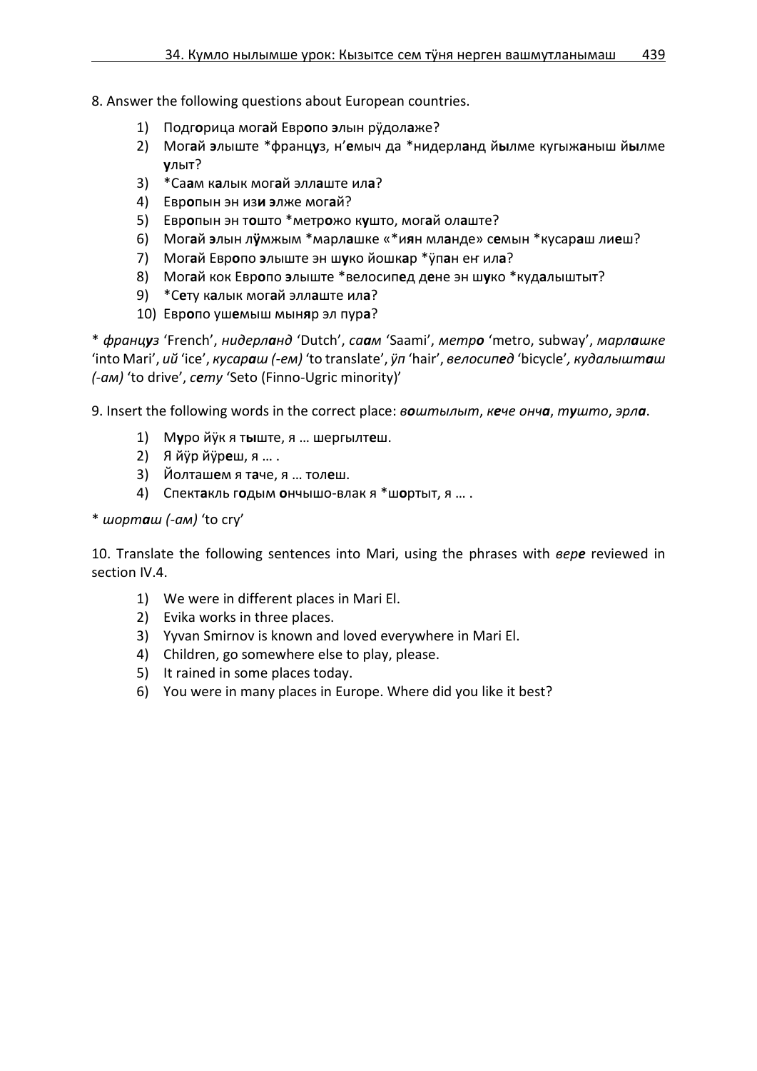8. Answer the following questions about European countries.

1) Подг**о**рица мог**а**й Евр**о**по **э**лын рӱдол**а**же?
2) Мог**а**й **э**лыште *францу**з**, н'**е**мыч да *нидерл**а**нд й**ы**лме кугыж**а**ныш й**ы**лме **у**лыт?
3) *Са**а**м к**а**лык мог**а**й элл**а**ште ил**а**?
4) Евр**о**пын эн из**и** **э**лже мог**а**й?
5) Евр**о**пын эн т**о**што *метр**о**жо к**у**што, мог**а**й ол**а**ште?
6) Мог**а**й **э**лын л**ӱ**мжым *марл**а**шке «*и**я**н мл**а**нде» с**е**мын *кусар**а**ш ли**е**ш?
7) Мог**а**й Евр**о**по **э**лыште эн ш**у**ко йошк**а**р *ӱп**а**н еҥ ил**а**?
8) Мог**а**й кок Евр**о**по **э**лыште *велосип**е**д д**е**не эн ш**у**ко *куд**а**лыштыт?
9) *С**е**ту к**а**лык мог**а**й элл**а**ште ил**а**?
10) Евр**о**по уш**е**мыш мын**я**р эл пур**а**?

* *француз* 'French', *нидерл**а**нд* 'Dutch', *са**а**м* 'Saami', *метр**о*** 'metro, subway', *марл**а**шке* 'into Mari', *ий* 'ice', *кусар**а**ш (-ем)* 'to translate', *ӱп* 'hair', *велосип**е**д* 'bicycle', *кудалышт**а**ш (-ам)* 'to drive', *с**е**ту* 'Seto (Finno-Ugric minority)'

9. Insert the following words in the correct place: *в**о**штылыт*, *к**е**че онч**а***, *т**у**што*, *эрл**а***.

1) М**у**ро йӱк я т**ы**ште, я … шергылт**е**ш.
2) Я йӱр йӱр**е**ш, я … .
3) Йолташ**е**м я т**а**че, я … тол**е**ш.
4) Спект**а**кль г**о**дым **о**нчышо-влак я *ш**о**ртыт, я … .

* *шорт**а**ш (-ам)* 'to cry'

10. Translate the following sentences into Mari, using the phrases with *вер**е*** reviewed in section IV.4.

1) We were in different places in Mari El.
2) Evika works in three places.
3) Yyvan Smirnov is known and loved everywhere in Mari El.
4) Children, go somewhere else to play, please.
5) It rained in some places today.
6) You were in many places in Europe. Where did you like it best?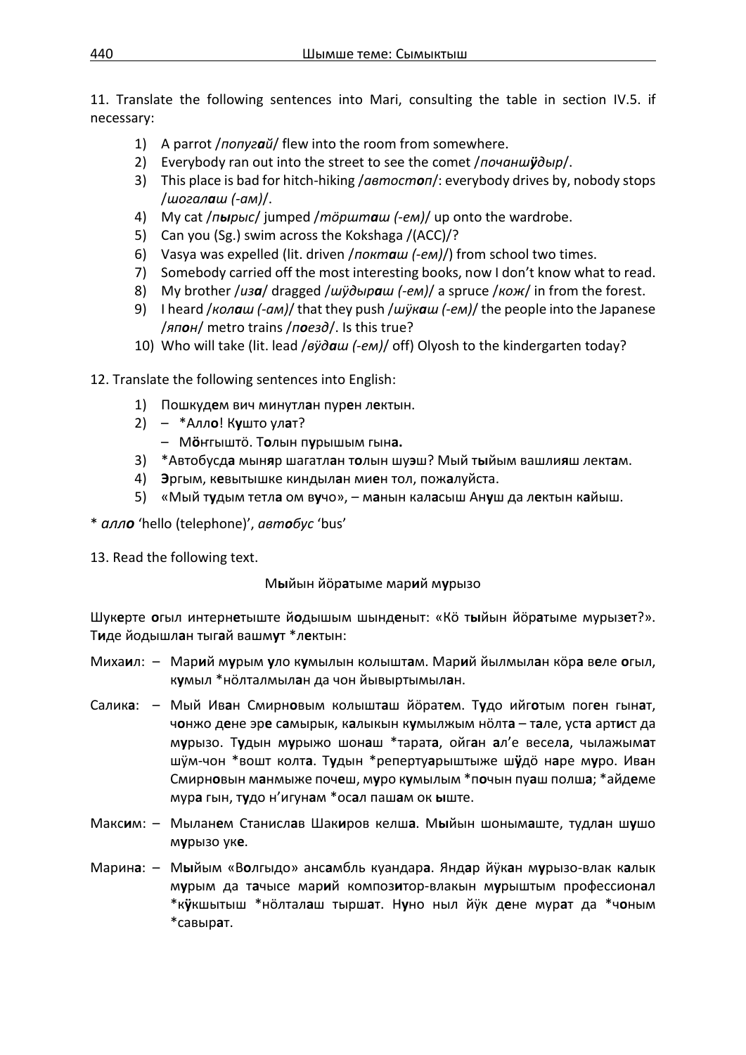11. Translate the following sentences into Mari, consulting the table in section IV.5. if necessary:

1) A parrot /*попуг**а**й*/ flew into the room from somewhere.
2) Everybody ran out into the street to see the comet /*почанш**ӱ**дыр*/.
3) This place is bad for hitch-hiking /*автост**о**п*/: everybody drives by, nobody stops /*шогал**а**ш (-ам)*/.
4) My cat /*п**ы**рыс*/ jumped /*тӧршт**а**ш (-ем)*/ up onto the wardrobe.
5) Can you (Sg.) swim across the Kokshaga /(ACC)/?
6) Vasya was expelled (lit. driven /*покт**а**ш (-ем)*/) from school two times.
7) Somebody carried off the most interesting books, now I don't know what to read.
8) My brother /*из**а***/ dragged /*шӱдыр**а**ш (-ем)*/ a spruce /*кож*/ in from the forest.
9) I heard /*кол**а**ш (-ам)*/ that they push /*шӱк**а**ш (-ем)*/ the people into the Japanese /*яп**о**н*/ metro trains /*п**о**езд*/. Is this true?
10) Who will take (lit. lead /*вӱд**а**ш (-ем)*/ off) Olyosh to the kindergarten today?

12. Translate the following sentences into English:

1) Пошкуд**е**м вич минутл**а**н пур**е**н л**е**ктын.
2) – *Алл**о**! К**у**што ул**а**т?
   – М**ӧ**нгыштӧ. Т**о**лын п**у**рышым гын**а**.
3) *Автобусд**а** мын**я**р шагатл**а**н т**о**лын шуэш? Мый т**ы**йым вашлия**ш** лект**а**м.
4) **Э**ргым, к**е**вытышке киндыл**а**н ми**е**н тол, пож**а**луйста.
5) «Мый т**у**дым тетл**а** ом в**у**чо», – м**а**нын кал**а**сыш Ан**у**ш да л**е**ктын к**а**йыш.

\* ***алло*** 'hello (telephone)', *авт**о**бус* 'bus'

13. Read the following text.

М**ы**йын йӧр**а**тыме мар**и**й м**у**рызо

Шук**е**рте **о**гыл интерн**е**тыште й**о**дышым шынд**е**ныт: «Кӧ т**ы**йын йӧр**а**тыме мурыз**е**т?». Т**и**де йодышл**а**н тыг**а**й вашм**у**т *л**е**ктын:

Миха**и**л: – Мар**и**й м**у**рым **у**ло к**у**мылын колышт**а**м. Мар**и**й йылмыл**а**н кӧр**а** в**е**ле **о**гыл, к**у**мыл *нӧлталмыл**а**н да чон йывыртымыл**а**н.

Салик**а**: – Мый Ив**а**н Смирн**о**вым колышт**а**ш йӧрат**е**м. Т**у**до ийг**о**тым пог**е**н гын**а**т, ч**о**нжо д**е**не эр**е** с**а**мырык, к**а**лыкын к**у**мылжым нӧлт**а** – т**а**ле, уст**а** арт**и**ст да м**у**рызо. Т**у**дын м**у**рыжо шон**а**ш *тарат**а**, ойг**а**н **а**л'е весел**а**, чылажым**а**т шӱм-чон *вошт колт**а**. Т**у**дын *репертуарыштыже шӱдӧ н**а**ре м**у**ро. Ив**а**н Смирн**о**вын м**а**нмыже поч**е**ш, м**у**ро к**у**мылым *п**о**чын пу**а**ш полш**а**; *айд**е**ме мур**а** гын, т**у**до н'игун**а**м *ос**а**л паш**а**м ок **ы**ште.

Макс**и**м: – Мылан**е**м Станисл**а**в Шак**и**ров келш**а**. М**ы**йын шоным**а**ште, тудл**а**н ш**у**шо м**у**рызо ук**е**.

Марин**а**: – М**ы**йым «В**о**лгыдо» анс**а**мбль куандар**а**. Янд**а**р йӱк**а**н м**у**рызо-влак к**а**лык м**у**рым да т**а**чысе мар**и**й композ**и**тор-влакын м**у**рыштым профессион**а**л *кӱкшытыш *нӧлтал**а**ш тырш**а**т. Н**у**но ныл йӱк д**е**не мур**а**т да *ч**о**ным *савыр**а**т.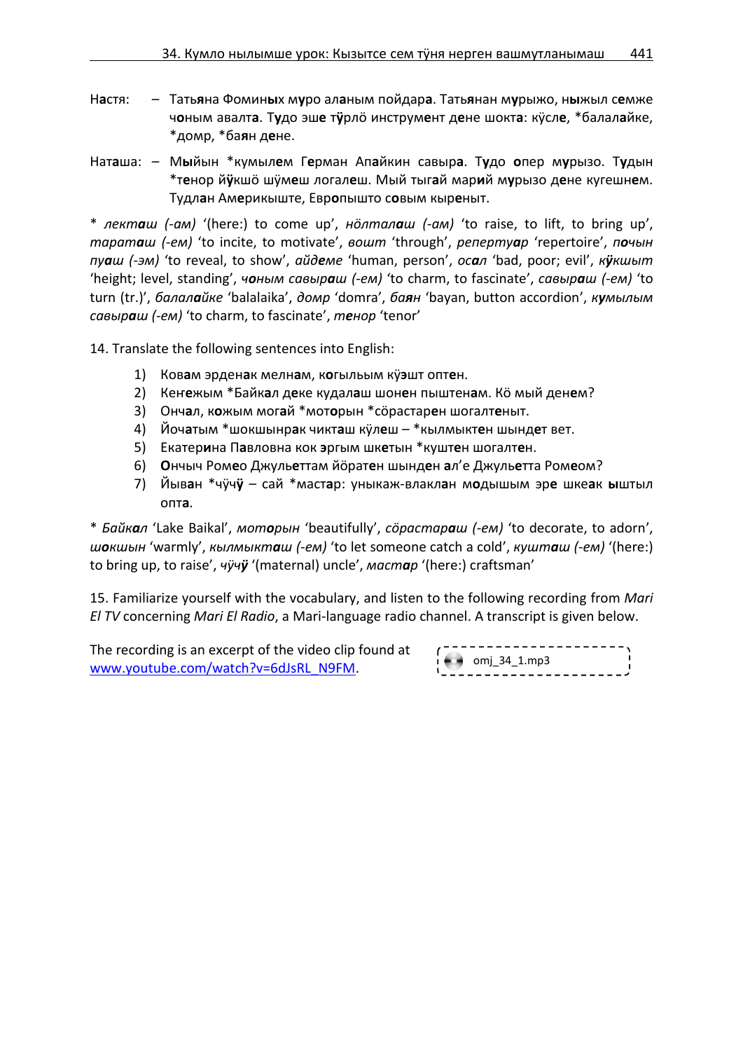Настя: – Татья**я**на Фомин**ы**х м**у**ро ал**а**ным пойдар**а**. Татья**я**нан м**у**рыжо, н**ы**жыл с**е**мже ч**о**ным авалт**а**. Т**у**до эш**е** т**ӱ**рлӧ инструм**е**нт д**е**не шокт**а**: кӱсл**е**, *балал**а**йке, *домр, *ба**я**н д**е**не.

Наташа: – М**ы**йын *кумыл**е**м Г**е**рман Ап**а**йкин савыр**а**. Т**у**до **о**пер м**у**рызо. Т**у**дын *т**е**нор й**ӱ**кшӧ шӱм**е**ш логал**е**ш. Мый тыг**а**й мар**и**й м**у**рызо д**е**не кугешн**е**м. Тудл**а**н Ам**е**рикыште, Евр**о**пышто с**о**вым кыр**е**ныт.

* *лекташ (-ам)* '(here:) to come up', *нӧлталаш (-ам)* 'to raise, to lift, to bring up', *тараташ (-ем)* 'to incite, to motivate', *вошт* 'through', *репертуар* 'repertoire', *почын пуаш (-эм)* 'to reveal, to show', *айдеме* 'human, person', *осал* 'bad, poor; evil', *кӱкшыт* 'height; level, standing', *чоным савыраш (-ем)* 'to charm, to fascinate', *савыраш (-ем)* 'to turn (tr.)', *балалайке* 'balalaika', *домр* 'domra', *баян* 'bayan, button accordion', *кумылым савыраш (-ем)* 'to charm, to fascinate', *тенор* 'tenor'

14. Translate the following sentences into English:

1) Ков**а**м эрден**а**к мелн**а**м, к**о**гыльым кӱэшт опт**е**н.
2) Кеҥ**е**жым *Байк**а**л д**е**ке кудал**а**ш шон**е**н пыштен**а**м. Кӧ мый ден**е**м?
3) Онч**а**л, к**о**жым мог**а**й *мот**о**рын *сӧрастар**е**н шогалт**е**ныт.
4) Йоч**а**тым *шокшынр**а**к чикт**а**ш кӱл**е**ш – *кылмыкт**е**н шынд**е**т вет.
5) Екатер**и**на П**а**вловна кок **э**ргым шк**е**тын *кушт**е**н шогалт**е**н.
6) **О**нчыч Ром**е**о Джуль**е**ттам йӧрат**е**н шынд**е**н **а**л'е Джуль**е**тта Ром**е**ом?
7) Йыв**а**н *чӱч**ӱ** – сай *маст**а**р: уныкаж-влакл**а**н м**о**дышым эр**е** шке**а**к **ы**штыл опт**а**.

* *Байкал* 'Lake Baikal', *моторын* 'beautifully', *сӧрастараш (-ем)* 'to decorate, to adorn', *шокшын* 'warmly', *кылмыкташ (-ем)* 'to let someone catch a cold', *кушташ (-ем)* '(here:) to bring up, to raise', *чӱчӱ* '(maternal) uncle', *мастар* '(here:) craftsman'

15. Familiarize yourself with the vocabulary, and listen to the following recording from *Mari El TV* concerning *Mari El Radio*, a Mari-language radio channel. A transcript is given below.

The recording is an excerpt of the video clip found at www.youtube.com/watch?v=6dJsRL_N9FM.

omj_34_1.mp3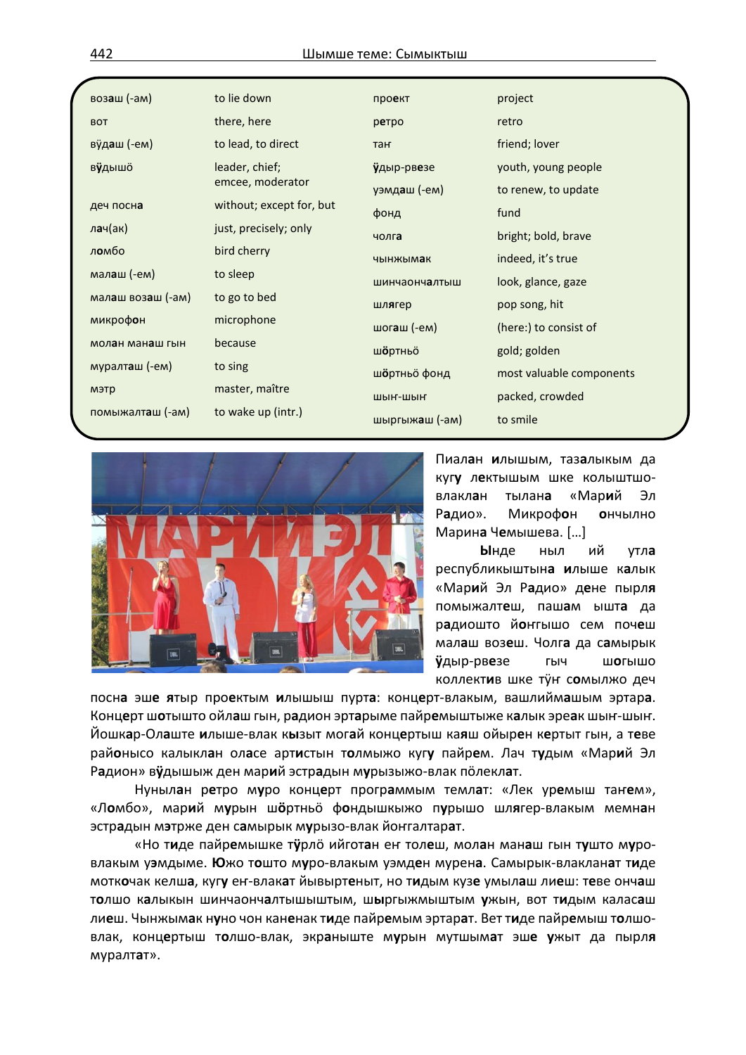| | | | |
|---|---|---|---|
| **возаш** (-ам) | to lie down | **проект** | project |
| **вот** | there, here | **ретро** | retro |
| **вӱдаш** (-ем) | to lead, to direct | **таҥ** | friend; lover |
| **вӱдышӧ** | leader, chief; emcee, moderator | **ӱдыр-рвезе** | youth, young people |
| деч **посна** | without; except for, but | **уэмдаш** (-ем) | to renew, to update |
| **лач**(ак) | just, precisely; only | **фонд** | fund |
| **ломбо** | bird cherry | **чолга** | bright; bold, brave |
| **малаш** (-ем) | to sleep | **чынжымак** | indeed, it's true |
| **малаш возаш** (-ам) | to go to bed | **шинчаончалтыш** | look, glance, gaze |
| **микрофон** | microphone | **шлягер** | pop song, hit |
| **молан манаш** гын | because | **шогаш** (-ем) | (here:) to consist of |
| **мурал**таш (-ем) | to sing | **шӧртньӧ** | gold; golden |
| **мэтр** | master, maître | **шӧртньӧ фонд** | most valuable components |
| **помыжалташ** (-ам) | to wake up (intr.) | **шыҥ-шыҥ** | packed, crowded |
| | | **шыргыжаш** (-ам) | to smile |

Пиалан **и**лышым, таз**а**лыкым да куг**у** л**е**ктышым шке колыштшо-влакл**а**н тылан**а** «Мар**и**й Эл Радио». Микроф**о**н **о**нчылно Марина Ч**е**мышева. [...]

**Ы**нде нил ий утл**а** республикыштын**а** **и**лыше калык «Мар**и**й Эл Р**а**дио» д**е**не пырл**я** помыжалт**е**ш, паш**а**м ышт**а** да радиошт**о** й**о**ҥгышо сем поч**е**ш малаш воз**е**ш. Чолг**а** да с**а**мырык **ӱ**дыр-рвезе гыч шогышо коллекти**в** шке т**ӱ**ҥ с**о**мылжо деч посн**а** эше **я**тыр проектым **и**лышыш пурт**а**: концерт-влакым, вашлийм**а**шым эртар**а**. Конц**е**рт ш**о**тышто ойлаш гын, радион эрт**а**рыме пайр**е**мыштыже к**а**лык эре**а**к шыҥ-шыҥ. Йошк**а**р-Ол**а**ште **и**лыше-влак к**ы**зыт мог**а**й концертыш к**а**яш ойыр**е**н к**е**ртыт гын, а т**е**ве районысо калыкл**а**н ол**а**се арт**и**стын т**о**лмыжо куг**у** пайр**е**м. Лач т**у**дым «Мар**и**й Эл Радион» в**ӱ**дышыж ден мар**и**й эстр**а**дын м**у**рызыжо-влак пӧлекл**а**т.

Нунылан ретро м**у**ро конц**е**рт программым темл**а**т: «Лек ур**е**мыш таҥ**е**м», «Л**о**мбо», мар**и**й м**у**рын ш**ӧ**ртньӧ ф**о**ндышкыжо п**у**рышо шл**я**гер-влакым мемн**а**н эстр**а**дын м**э**трже ден с**а**мырык м**у**рызо-влак йоҥгалтар**а**т.

«Но т**и**де пайр**е**мышке т**ӱ**рлӧ ийготан еҥ тол**е**ш, молан манаш гын т**у**што м**у**ро-влакым у**э**мдыме. **Ю**жо т**о**што м**у**ро-влакым уэмд**е**н мурен**а**. Самырык-влаклан**а**т т**и**де мотк**о**чак келш**а**, куг**у** еҥ-влак**а**т йывырт**е**ныт, но т**и**дым куз**е** умыл**а**ш ли**е**ш: т**е**ве онч**а**ш т**о**лшо к**а**лыкын шинчаончалтышыштым, ш**ы**ргыжмыштым **у**жын, вот т**и**дым калас**а**ш ли**е**ш. Чынжым**а**к н**у**но чон кан**е**нак т**и**де пайр**е**мым эртар**а**т. Вет т**и**де пайр**е**мыш т**о**лшо-влак, концертыш т**о**лшо-влак, экран**ы**ште м**у**рын мутшым**а**т эше **у**жыт да пырл**я** муралт**а**т».